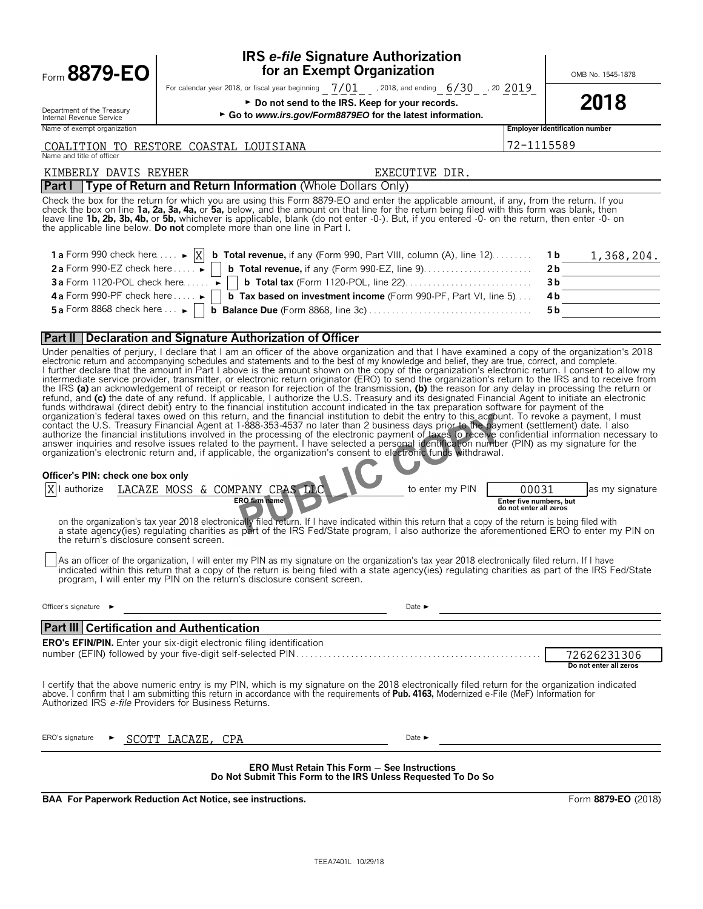Form **8879-EO**

Department of the Treasury
Internal Revenue Service

# IRS *e-file* Signature Authorization for an Exempt Organization

For calendar year 2018, or fiscal year beginning 7/01, 2018, and ending 6/30, 20 2019

► Do not send to the IRS. Keep for your records.

► Go to *www.irs.gov/Form8879EO* for the latest information.

OMB No. 1545-1878

**2018**

Name of exempt organization: COALITION TO RESTORE COASTAL LOUISIANA

Employer identification number: 72-1115589

Name and title of officer: KIMBERLY DAVIS REYHER, EXECUTIVE DIR.

## Part I Type of Return and Return Information (Whole Dollars Only)

Check the box for the return for which you are using this Form 8879-EO and enter the applicable amount, if any, from the return. If you check the box on line **1a, 2a, 3a, 4a,** or **5a,** below, and the amount on that line for the return being filed with this form was blank, then leave line **1b, 2b, 3b, 4b,** or **5b,** whichever is applicable, blank (do not enter -0-). But, if you entered -0- on the return, then enter -0- on the applicable line below. **Do not** complete more than one line in Part I.

| | | | |
|---|---|---|---|
| **1 a** Form 990 check here ► [X] | **b Total revenue,** if any (Form 990, Part VIII, column (A), line 12) | **1 b** | 1,368,204. |
| **2 a** Form 990-EZ check here ► [ ] | **b Total revenue,** if any (Form 990-EZ, line 9) | **2 b** | |
| **3 a** Form 1120-POL check here ► [ ] | **b Total tax** (Form 1120-POL, line 22) | **3 b** | |
| **4 a** Form 990-PF check here ► [ ] | **b Tax based on investment income** (Form 990-PF, Part VI, line 5) | **4 b** | |
| **5 a** Form 8868 check here ► [ ] | **b Balance Due** (Form 8868, line 3c) | **5 b** | |

## Part II Declaration and Signature Authorization of Officer

Under penalties of perjury, I declare that I am an officer of the above organization and that I have examined a copy of the organization's 2018 electronic return and accompanying schedules and statements and to the best of my knowledge and belief, they are true, correct, and complete. I further declare that the amount in Part I above is the amount shown on the copy of the organization's electronic return. I consent to allow my intermediate service provider, transmitter, or electronic return originator (ERO) to send the organization's return to the IRS and to receive from the IRS **(a)** an acknowledgement of receipt or reason for rejection of the transmission, **(b)** the reason for any delay in processing the return or refund, and **(c)** the date of any refund. If applicable, I authorize the U.S. Treasury and its designated Financial Agent to initiate an electronic funds withdrawal (direct debit) entry to the financial institution account indicated in the tax preparation software for payment of the organization's federal taxes owed on this return, and the financial institution to debit the entry to this account. To revoke a payment, I must contact the U.S. Treasury Financial Agent at 1-888-353-4537 no later than 2 business days prior to the payment (settlement) date. I also authorize the financial institutions involved in the processing of the electronic payment of taxes to receive confidential information necessary to answer inquiries and resolve issues related to the payment. I have selected a personal identification number (PIN) as my signature for the organization's electronic return and, if applicable, the organization's consent to electronic funds withdrawal.

**Officer's PIN: check one box only**

[X] I authorize LACAZE MOSS & COMPANY CPAS LLC (ERO firm name) to enter my PIN 00031 (Enter five numbers, but do not enter all zeros) as my signature on the organization's tax year 2018 electronically filed return. If I have indicated within this return that a copy of the return is being filed with a state agency(ies) regulating charities as part of the IRS Fed/State program, I also authorize the aforementioned ERO to enter my PIN on the return's disclosure consent screen.

[ ] As an officer of the organization, I will enter my PIN as my signature on the organization's tax year 2018 electronically filed return. If I have indicated within this return that a copy of the return is being filed with a state agency(ies) regulating charities as part of the IRS Fed/State program, I will enter my PIN on the return's disclosure consent screen.

Officer's signature ► ______________________ Date ► ______________________

## Part III Certification and Authentication

**ERO's EFIN/PIN.** Enter your six-digit electronic filing identification number (EFIN) followed by your five-digit self-selected PIN: 72626231306 (Do not enter all zeros)

I certify that the above numeric entry is my PIN, which is my signature on the 2018 electronically filed return for the organization indicated above. I confirm that I am submitting this return in accordance with the requirements of **Pub. 4163,** Modernized e-File (MeF) Information for Authorized IRS *e-file* Providers for Business Returns.

ERO's signature ► SCOTT LACAZE, CPA Date ► ______________________

**ERO Must Retain This Form — See Instructions**
**Do Not Submit This Form to the IRS Unless Requested To Do So**

**BAA For Paperwork Reduction Act Notice, see instructions.** Form **8879-EO** (2018)

TEEA7401L 10/29/18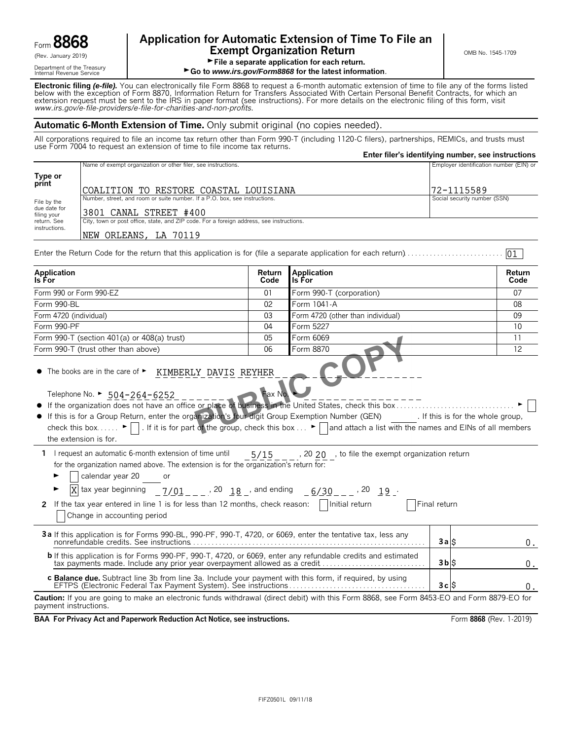Form **8868** (Rev. January 2019)

Department of the Treasury Internal Revenue Service

# Application for Automatic Extension of Time To File an Exempt Organization Return

► File a separate application for each return.

► Go to *www.irs.gov/Form8868* for the latest information.

OMB No. 1545-1709

**Electronic filing *(e-file).*** You can electronically file Form 8868 to request a 6-month automatic extension of time to file any of the forms listed below with the exception of Form 8870, Information Return for Transfers Associated With Certain Personal Benefit Contracts, for which an extension request must be sent to the IRS in paper format (see instructions). For more details on the electronic filing of this form, visit *www.irs.gov/e-file-providers/e-file-for-charities-and-non-profits.*

## Automatic 6-Month Extension of Time. Only submit original (no copies needed).

All corporations required to file an income tax return other than Form 990-T (including 1120-C filers), partnerships, REMICs, and trusts must use Form 7004 to request an extension of time to file income tax returns.

**Enter filer's identifying number, see instructions**

**Type or print**

File by the due date for filing your return. See instructions.

Name of exempt organization or other filer, see instructions.
COALITION TO RESTORE COASTAL LOUISIANA

Employer identification number (EIN) or
72-1115589

Number, street, and room or suite number. If a P.O. box, see instructions.
3801 CANAL STREET #400

Social security number (SSN)

City, town or post office, state, and ZIP code. For a foreign address, see instructions.
NEW ORLEANS, LA 70119

Enter the Return Code for the return that this application is for (file a separate application for each return) .......... 01

| Application Is For | Return Code | Application Is For | Return Code |
|---|---|---|---|
| Form 990 or Form 990-EZ | 01 | Form 990-T (corporation) | 07 |
| Form 990-BL | 02 | Form 1041-A | 08 |
| Form 4720 (individual) | 03 | Form 4720 (other than individual) | 09 |
| Form 990-PF | 04 | Form 5227 | 10 |
| Form 990-T (section 401(a) or 408(a) trust) | 05 | Form 6069 | 11 |
| Form 990-T (trust other than above) | 06 | Form 8870 | 12 |

PUBLIC COPY

- The books are in the care of ► KIMBERLY DAVIS REYHER

  Telephone No. ► 504-264-6252 Fax No. ►
- If the organization does not have an office or place of business in the United States, check this box ... ► ☐
- If this is for a Group Return, enter the organization's four digit Group Exemption Number (GEN) ______ . If this is for the whole group, check this box ..... ► ☐ . If it is for part of the group, check this box ... ► ☐ and attach a list with the names and EINs of all members the extension is for.

**1** I request an automatic 6-month extension of time until 5/15 , 20 20 , to file the exempt organization return for the organization named above. The extension is for the organization's return for:

► ☐ calendar year 20 ____ or

► ☒ tax year beginning 7/01 , 20 18 , and ending 6/30 , 20 19 .

**2** If the tax year entered in line 1 is for less than 12 months, check reason: ☐ Initial return ☐ Final return ☐ Change in accounting period

| | | |
|---|---|---|
| **3a** If this application is for Forms 990-BL, 990-PF, 990-T, 4720, or 6069, enter the tentative tax, less any nonrefundable credits. See instructions | **3a** $ | 0. |
| **b** If this application is for Forms 990-PF, 990-T, 4720, or 6069, enter any refundable credits and estimated tax payments made. Include any prior year overpayment allowed as a credit | **3b** $ | 0. |
| **c Balance due.** Subtract line 3b from line 3a. Include your payment with this form, if required, by using EFTPS (Electronic Federal Tax Payment System). See instructions | **3c** $ | 0. |

**Caution:** If you are going to make an electronic funds withdrawal (direct debit) with this Form 8868, see Form 8453-EO and Form 8879-EO for payment instructions.

**BAA For Privacy Act and Paperwork Reduction Act Notice, see instructions.** Form **8868** (Rev. 1-2019)

FIFZ0501L 09/11/18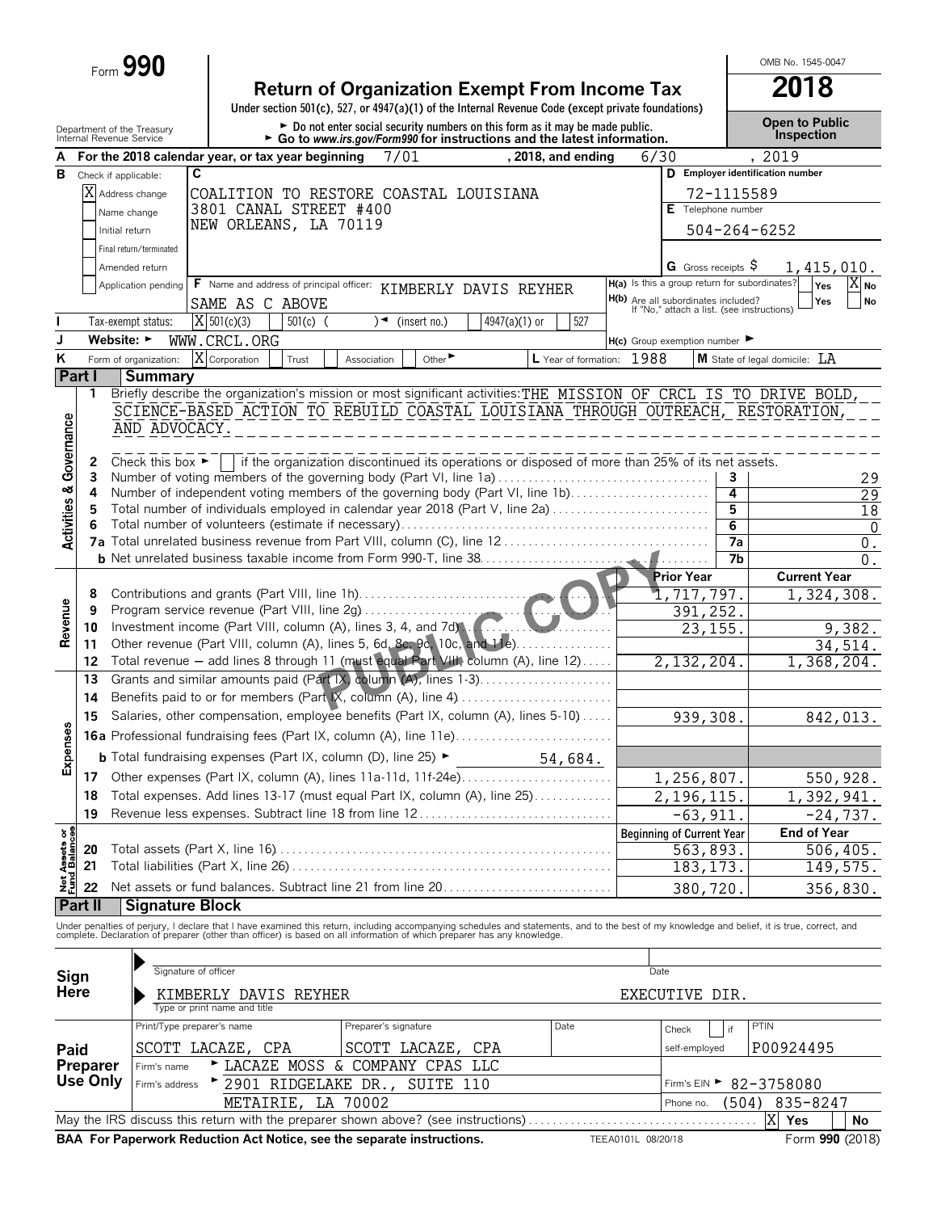Form **990**

# Return of Organization Exempt From Income Tax

**2018**

OMB No. 1545-0047

Under section 501(c), 527, or 4947(a)(1) of the Internal Revenue Code (except private foundations)

► Do not enter social security numbers on this form as it may be made public.
► Go to *www.irs.gov/Form990* for instructions and the latest information.

Department of the Treasury
Internal Revenue Service

**Open to Public Inspection**

**A** For the 2018 calendar year, or tax year beginning 7/01 , 2018, and ending 6/30 , 2019

**B** Check if applicable:
- [X] Address change
- [ ] Name change
- [ ] Initial return
- [ ] Final return/terminated
- [ ] Amended return
- [ ] Application pending

**C** COALITION TO RESTORE COASTAL LOUISIANA
3801 CANAL STREET #400
NEW ORLEANS, LA 70119

**D** Employer identification number: 72-1115589

**E** Telephone number: 504-264-6252

**G** Gross receipts $ 1,415,010.

**F** Name and address of principal officer: KIMBERLY DAVIS REYHER
SAME AS C ABOVE

**H(a)** Is this a group return for subordinates? [ ] Yes [X] No

**H(b)** Are all subordinates included? [ ] Yes [ ] No
If "No," attach a list. (see instructions)

**I** Tax-exempt status: [X] 501(c)(3) [ ] 501(c) ( ) ◄ (insert no.) [ ] 4947(a)(1) or [ ] 527

**J** Website: ► WWW.CRCL.ORG

**H(c)** Group exemption number ►

**K** Form of organization: [X] Corporation [ ] Trust [ ] Association [ ] Other ►

**L** Year of formation: 1988 **M** State of legal domicile: LA

## Part I Summary

**Activities & Governance**

1 Briefly describe the organization's mission or most significant activities: THE MISSION OF CRCL IS TO DRIVE BOLD, SCIENCE-BASED ACTION TO REBUILD COASTAL LOUISIANA THROUGH OUTREACH, RESTORATION, AND ADVOCACY.

2 Check this box ► [ ] if the organization discontinued its operations or disposed of more than 25% of its net assets.

| | | | |
|---|---|---|---|
| 3 | Number of voting members of the governing body (Part VI, line 1a) | 3 | 29 |
| 4 | Number of independent voting members of the governing body (Part VI, line 1b) | 4 | 29 |
| 5 | Total number of individuals employed in calendar year 2018 (Part V, line 2a) | 5 | 18 |
| 6 | Total number of volunteers (estimate if necessary) | 6 | 0 |
| 7a | Total unrelated business revenue from Part VIII, column (C), line 12 | 7a | 0. |
| b | Net unrelated business taxable income from Form 990-T, line 38 | 7b | 0. |

| | | | Prior Year | Current Year |
|---|---|---|---|---|
| **Revenue** | 8 | Contributions and grants (Part VIII, line 1h) | 1,717,797. | 1,324,308. |
| | 9 | Program service revenue (Part VIII, line 2g) | 391,252. | |
| | 10 | Investment income (Part VIII, column (A), lines 3, 4, and 7d) | 23,155. | 9,382. |
| | 11 | Other revenue (Part VIII, column (A), lines 5, 6d, 8c, 9c, 10c, and 11e) | | 34,514. |
| | 12 | Total revenue – add lines 8 through 11 (must equal Part VIII, column (A), line 12) | 2,132,204. | 1,368,204. |
| **Expenses** | 13 | Grants and similar amounts paid (Part IX, column (A), lines 1-3) | | |
| | 14 | Benefits paid to or for members (Part IX, column (A), line 4) | | |
| | 15 | Salaries, other compensation, employee benefits (Part IX, column (A), lines 5-10) | 939,308. | 842,013. |
| | 16a | Professional fundraising fees (Part IX, column (A), line 11e) | | |
| | b | Total fundraising expenses (Part IX, column (D), line 25) ► 54,684. | | |
| | 17 | Other expenses (Part IX, column (A), lines 11a-11d, 11f-24e) | 1,256,807. | 550,928. |
| | 18 | Total expenses. Add lines 13-17 (must equal Part IX, column (A), line 25) | 2,196,115. | 1,392,941. |
| | 19 | Revenue less expenses. Subtract line 18 from line 12 | -63,911. | -24,737. |
| | | | **Beginning of Current Year** | **End of Year** |
| **Net Assets or Fund Balances** | 20 | Total assets (Part X, line 16) | 563,893. | 506,405. |
| | 21 | Total liabilities (Part X, line 26) | 183,173. | 149,575. |
| | 22 | Net assets or fund balances. Subtract line 21 from line 20 | 380,720. | 356,830. |

PUBLIC COPY

## Part II Signature Block

Under penalties of perjury, I declare that I have examined this return, including accompanying schedules and statements, and to the best of my knowledge and belief, it is true, correct, and complete. Declaration of preparer (other than officer) is based on all information of which preparer has any knowledge.

**Sign Here**

Signature of officer — Date

KIMBERLY DAVIS REYHER — EXECUTIVE DIR.
Type or print name and title

**Paid Preparer Use Only**

| Print/Type preparer's name | Preparer's signature | Date | Check [ ] if self-employed | PTIN |
|---|---|---|---|---|
| SCOTT LACAZE, CPA | SCOTT LACAZE, CPA | | | P00924495 |

Firm's name ► LACAZE MOSS & COMPANY CPAS LLC

Firm's address ► 2901 RIDGELAKE DR., SUITE 110, METAIRIE, LA 70002

Firm's EIN ► 82-3758080

Phone no. (504) 835-8247

May the IRS discuss this return with the preparer shown above? (see instructions) [X] Yes [ ] No

**BAA For Paperwork Reduction Act Notice, see the separate instructions.** TEEA0101L 08/20/18 Form **990** (2018)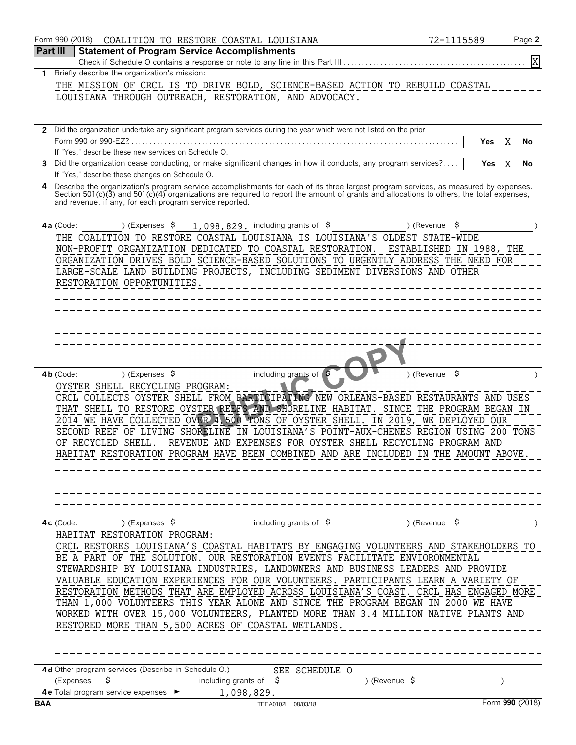Form 990 (2018) COALITION TO RESTORE COASTAL LOUISIANA 72-1115589

## Part III Statement of Program Service Accomplishments

Check if Schedule O contains a response or note to any line in this Part III . . . . . . [X]

**1** Briefly describe the organization's mission:

THE MISSION OF CRCL IS TO DRIVE BOLD, SCIENCE-BASED ACTION TO REBUILD COASTAL LOUISIANA THROUGH OUTREACH, RESTORATION, AND ADVOCACY.

**2** Did the organization undertake any significant program services during the year which were not listed on the prior Form 990 or 990-EZ? . . . . . . [ ] Yes [X] No

If "Yes," describe these new services on Schedule O.

**3** Did the organization cease conducting, or make significant changes in how it conducts, any program services? . . . . [ ] Yes [X] No

If "Yes," describe these changes on Schedule O.

**4** Describe the organization's program service accomplishments for each of its three largest program services, as measured by expenses. Section 501(c)(3) and 501(c)(4) organizations are required to report the amount of grants and allocations to others, the total expenses, and revenue, if any, for each program service reported.

**4a** (Code: ) (Expenses $ 1,098,829. including grants of $ ) (Revenue $ )

THE COALITION TO RESTORE COASTAL LOUISIANA IS LOUISIANA'S OLDEST STATE-WIDE NON-PROFIT ORGANIZATION DEDICATED TO COASTAL RESTORATION. ESTABLISHED IN 1988, THE ORGANIZATION DRIVES BOLD SCIENCE-BASED SOLUTIONS TO URGENTLY ADDRESS THE NEED FOR LARGE-SCALE LAND BUILDING PROJECTS, INCLUDING SEDIMENT DIVERSIONS AND OTHER RESTORATION OPPORTUNITIES.

**4b** (Code: ) (Expenses $ including grants of $ ) (Revenue $ )

OYSTER SHELL RECYCLING PROGRAM:
CRCL COLLECTS OYSTER SHELL FROM PARTICIPATING NEW ORLEANS-BASED RESTAURANTS AND USES THAT SHELL TO RESTORE OYSTER REEFS AND SHORELINE HABITAT. SINCE THE PROGRAM BEGAN IN 2014 WE HAVE COLLECTED OVER 4,500 TONS OF OYSTER SHELL. IN 2019, WE DEPLOYED OUR SECOND REEF OF LIVING SHORELINE IN LOUISIANA'S POINT-AUX-CHENES REGION USING 200 TONS OF RECYCLED SHELL. REVENUE AND EXPENSES FOR OYSTER SHELL RECYCLING PROGRAM AND HABITAT RESTORATION PROGRAM HAVE BEEN COMBINED AND ARE INCLUDED IN THE AMOUNT ABOVE.

**4c** (Code: ) (Expenses $ including grants of $ ) (Revenue $ )

HABITAT RESTORATION PROGRAM:
CRCL RESTORES LOUISIANA'S COASTAL HABITATS BY ENGAGING VOLUNTEERS AND STAKEHOLDERS TO BE A PART OF THE SOLUTION. OUR RESTORATION EVENTS FACILITATE ENVIORONMENTAL STEWARDSHIP BY LOUISIANA INDUSTRIES, LANDOWNERS AND BUSINESS LEADERS AND PROVIDE VALUABLE EDUCATION EXPERIENCES FOR OUR VOLUNTEERS. PARTICIPANTS LEARN A VARIETY OF RESTORATION METHODS THAT ARE EMPLOYED ACROSS LOUISIANA'S COAST. CRCL HAS ENGAGED MORE THAN 1,000 VOLUNTEERS THIS YEAR ALONE AND SINCE THE PROGRAM BEGAN IN 2000 WE HAVE WORKED WITH OVER 15,000 VOLUNTEERS, PLANTED MORE THAN 3.4 MILLION NATIVE PLANTS AND RESTORED MORE THAN 5,500 ACRES OF COASTAL WETLANDS.

**4d** Other program services (Describe in Schedule O.) SEE SCHEDULE O

(Expenses $ including grants of $ ) (Revenue $ )

**4e** Total program service expenses ► 1,098,829.

BAA TEEA0102L 08/03/18 Form **990** (2018)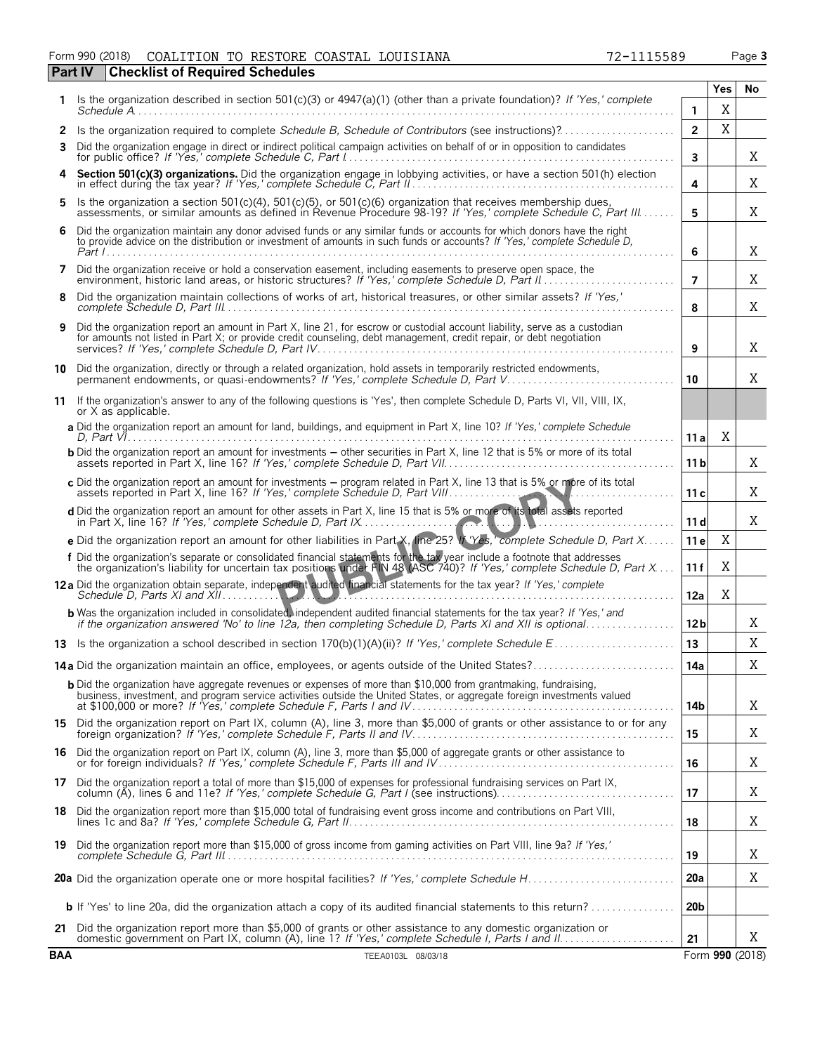Form 990 (2018) COALITION TO RESTORE COASTAL LOUISIANA 72-1115589

## Part IV Checklist of Required Schedules

| | Question | Line | Yes | No |
|---|---|---|---|---|
| 1 | Is the organization described in section 501(c)(3) or 4947(a)(1) (other than a private foundation)? *If 'Yes,' complete Schedule A* | 1 | X | |
| 2 | Is the organization required to complete *Schedule B, Schedule of Contributors* (see instructions)? | 2 | X | |
| 3 | Did the organization engage in direct or indirect political campaign activities on behalf of or in opposition to candidates for public office? *If 'Yes,' complete Schedule C, Part I* | 3 | | X |
| 4 | **Section 501(c)(3) organizations.** Did the organization engage in lobbying activities, or have a section 501(h) election in effect during the tax year? *If 'Yes,' complete Schedule C, Part II* | 4 | | X |
| 5 | Is the organization a section 501(c)(4), 501(c)(5), or 501(c)(6) organization that receives membership dues, assessments, or similar amounts as defined in Revenue Procedure 98-19? *If 'Yes,' complete Schedule C, Part III* | 5 | | X |
| 6 | Did the organization maintain any donor advised funds or any similar funds or accounts for which donors have the right to provide advice on the distribution or investment of amounts in such funds or accounts? *If 'Yes,' complete Schedule D, Part I* | 6 | | X |
| 7 | Did the organization receive or hold a conservation easement, including easements to preserve open space, the environment, historic land areas, or historic structures? *If 'Yes,' complete Schedule D, Part II* | 7 | | X |
| 8 | Did the organization maintain collections of works of art, historical treasures, or other similar assets? *If 'Yes,' complete Schedule D, Part III* | 8 | | X |
| 9 | Did the organization report an amount in Part X, line 21, for escrow or custodial account liability, serve as a custodian for amounts not listed in Part X; or provide credit counseling, debt management, credit repair, or debt negotiation services? *If 'Yes,' complete Schedule D, Part IV* | 9 | | X |
| 10 | Did the organization, directly or through a related organization, hold assets in temporarily restricted endowments, permanent endowments, or quasi-endowments? *If 'Yes,' complete Schedule D, Part V* | 10 | | X |
| 11 | If the organization's answer to any of the following questions is 'Yes', then complete Schedule D, Parts VI, VII, VIII, IX, or X as applicable. | | | |
| | **a** Did the organization report an amount for land, buildings, and equipment in Part X, line 10? *If 'Yes,' complete Schedule D, Part VI* | 11a | X | |
| | **b** Did the organization report an amount for investments – other securities in Part X, line 12 that is 5% or more of its total assets reported in Part X, line 16? *If 'Yes,' complete Schedule D, Part VII* | 11b | | X |
| | **c** Did the organization report an amount for investments – program related in Part X, line 13 that is 5% or more of its total assets reported in Part X, line 16? *If 'Yes,' complete Schedule D, Part VIII* | 11c | | X |
| | **d** Did the organization report an amount for other assets in Part X, line 15 that is 5% or more of its total assets reported in Part X, line 16? *If 'Yes,' complete Schedule D, Part IX* | 11d | | X |
| | **e** Did the organization report an amount for other liabilities in Part X, line 25? *If 'Yes,' complete Schedule D, Part X* | 11e | X | |
| | **f** Did the organization's separate or consolidated financial statements for the tax year include a footnote that addresses the organization's liability for uncertain tax positions under FIN 48 (ASC 740)? *If 'Yes,' complete Schedule D, Part X* | 11f | X | |
| 12a | Did the organization obtain separate, independent audited financial statements for the tax year? *If 'Yes,' complete Schedule D, Parts XI and XII* | 12a | X | |
| | **b** Was the organization included in consolidated, independent audited financial statements for the tax year? *If 'Yes,' and if the organization answered 'No' to line 12a, then completing Schedule D, Parts XI and XII is optional* | 12b | | X |
| 13 | Is the organization a school described in section 170(b)(1)(A)(ii)? *If 'Yes,' complete Schedule E* | 13 | | X |
| 14a | Did the organization maintain an office, employees, or agents outside of the United States? | 14a | | X |
| | **b** Did the organization have aggregate revenues or expenses of more than $10,000 from grantmaking, fundraising, business, investment, and program service activities outside the United States, or aggregate foreign investments valued at $100,000 or more? *If 'Yes,' complete Schedule F, Parts I and IV* | 14b | | X |
| 15 | Did the organization report on Part IX, column (A), line 3, more than $5,000 of grants or other assistance to or for any foreign organization? *If 'Yes,' complete Schedule F, Parts II and IV* | 15 | | X |
| 16 | Did the organization report on Part IX, column (A), line 3, more than $5,000 of aggregate grants or other assistance to or for foreign individuals? *If 'Yes,' complete Schedule F, Parts III and IV* | 16 | | X |
| 17 | Did the organization report a total of more than $15,000 of expenses for professional fundraising services on Part IX, column (A), lines 6 and 11e? *If 'Yes,' complete Schedule G, Part I* (see instructions) | 17 | | X |
| 18 | Did the organization report more than $15,000 total of fundraising event gross income and contributions on Part VIII, lines 1c and 8a? *If 'Yes,' complete Schedule G, Part II* | 18 | | X |
| 19 | Did the organization report more than $15,000 of gross income from gaming activities on Part VIII, line 9a? *If 'Yes,' complete Schedule G, Part III* | 19 | | X |
| 20a | Did the organization operate one or more hospital facilities? *If 'Yes,' complete Schedule H* | 20a | | X |
| | **b** If 'Yes' to line 20a, did the organization attach a copy of its audited financial statements to this return? | 20b | | |
| 21 | Did the organization report more than $5,000 of grants or other assistance to any domestic organization or domestic government on Part IX, column (A), line 1? *If 'Yes,' complete Schedule I, Parts I and II* | 21 | | X |

BAA TEEA0103L 08/03/18 Form **990** (2018)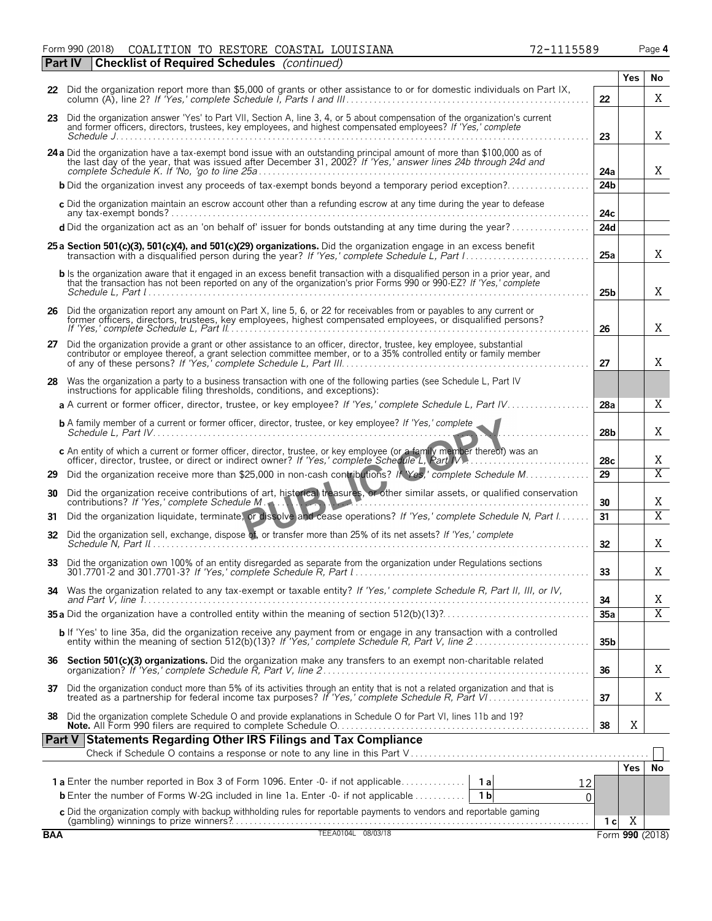Form 990 (2018) COALITION TO RESTORE COASTAL LOUISIANA 72-1115589 Page **4**

## Part IV Checklist of Required Schedules *(continued)*

| | | | Yes | No |
|---|---|---|---|---|
| **22** | Did the organization report more than $5,000 of grants or other assistance to or for domestic individuals on Part IX, column (A), line 2? *If 'Yes,' complete Schedule I, Parts I and III* | 22 | | X |
| **23** | Did the organization answer 'Yes' to Part VII, Section A, line 3, 4, or 5 about compensation of the organization's current and former officers, directors, trustees, key employees, and highest compensated employees? *If 'Yes,' complete Schedule J* | 23 | | X |
| **24a** | Did the organization have a tax-exempt bond issue with an outstanding principal amount of more than $100,000 as of the last day of the year, that was issued after December 31, 2002? *If 'Yes,' answer lines 24b through 24d and complete Schedule K. If 'No,' go to line 25a* | 24a | | X |
| **b** | Did the organization invest any proceeds of tax-exempt bonds beyond a temporary period exception? | 24b | | |
| **c** | Did the organization maintain an escrow account other than a refunding escrow at any time during the year to defease any tax-exempt bonds? | 24c | | |
| **d** | Did the organization act as an 'on behalf of' issuer for bonds outstanding at any time during the year? | 24d | | |
| **25a** | **Section 501(c)(3), 501(c)(4), and 501(c)(29) organizations.** Did the organization engage in an excess benefit transaction with a disqualified person during the year? *If 'Yes,' complete Schedule L, Part I* | 25a | | X |
| **b** | Is the organization aware that it engaged in an excess benefit transaction with a disqualified person in a prior year, and that the transaction has not been reported on any of the organization's prior Forms 990 or 990-EZ? *If 'Yes,' complete Schedule L, Part I* | 25b | | X |
| **26** | Did the organization report any amount on Part X, line 5, 6, or 22 for receivables from or payables to any current or former officers, directors, trustees, key employees, highest compensated employees, or disqualified persons? *If 'Yes,' complete Schedule L, Part II* | 26 | | X |
| **27** | Did the organization provide a grant or other assistance to an officer, director, trustee, key employee, substantial contributor or employee thereof, a grant selection committee member, or to a 35% controlled entity or family member of any of these persons? *If 'Yes,' complete Schedule L, Part III* | 27 | | X |
| **28** | Was the organization a party to a business transaction with one of the following parties (see Schedule L, Part IV instructions for applicable filing thresholds, conditions, and exceptions): | | | |
| **a** | A current or former officer, director, trustee, or key employee? *If 'Yes,' complete Schedule L, Part IV* | 28a | | X |
| **b** | A family member of a current or former officer, director, trustee, or key employee? *If 'Yes,' complete Schedule L, Part IV* | 28b | | X |
| **c** | An entity of which a current or former officer, director, trustee, or key employee (or a family member thereof) was an officer, director, trustee, or direct or indirect owner? *If 'Yes,' complete Schedule L, Part IV* | 28c | | X |
| **29** | Did the organization receive more than $25,000 in non-cash contributions? *If 'Yes,' complete Schedule M* | 29 | | X |
| **30** | Did the organization receive contributions of art, historical treasures, or other similar assets, or qualified conservation contributions? *If 'Yes,' complete Schedule M* | 30 | | X |
| **31** | Did the organization liquidate, terminate, or dissolve and cease operations? *If 'Yes,' complete Schedule N, Part I* | 31 | | X |
| **32** | Did the organization sell, exchange, dispose of, or transfer more than 25% of its net assets? *If 'Yes,' complete Schedule N, Part II* | 32 | | X |
| **33** | Did the organization own 100% of an entity disregarded as separate from the organization under Regulations sections 301.7701-2 and 301.7701-3? *If 'Yes,' complete Schedule R, Part I* | 33 | | X |
| **34** | Was the organization related to any tax-exempt or taxable entity? *If 'Yes,' complete Schedule R, Part II, III, or IV, and Part V, line 1* | 34 | | X |
| **35a** | Did the organization have a controlled entity within the meaning of section 512(b)(13)? | 35a | | X |
| **b** | If 'Yes' to line 35a, did the organization receive any payment from or engage in any transaction with a controlled entity within the meaning of section 512(b)(13)? *If 'Yes,' complete Schedule R, Part V, line 2* | 35b | | |
| **36** | **Section 501(c)(3) organizations.** Did the organization make any transfers to an exempt non-charitable related organization? *If 'Yes,' complete Schedule R, Part V, line 2* | 36 | | X |
| **37** | Did the organization conduct more than 5% of its activities through an entity that is not a related organization and that is treated as a partnership for federal income tax purposes? *If 'Yes,' complete Schedule R, Part VI* | 37 | | X |
| **38** | Did the organization complete Schedule O and provide explanations in Schedule O for Part VI, lines 11b and 19? **Note.** All Form 990 filers are required to complete Schedule O. | 38 | X | |

## Part V Statements Regarding Other IRS Filings and Tax Compliance

Check if Schedule O contains a response or note to any line in this Part V ☐

| | | | | | Yes | No |
|---|---|---|---|---|---|---|
| **1a** | Enter the number reported in Box 3 of Form 1096. Enter -0- if not applicable | 1a | 12 | | | |
| **b** | Enter the number of Forms W-2G included in line 1a. Enter -0- if not applicable | 1b | 0 | | | |
| **c** | Did the organization comply with backup withholding rules for reportable payments to vendors and reportable gaming (gambling) winnings to prize winners? | | | 1c | X | |

BAA TEEA0104L 08/03/18 Form **990** (2018)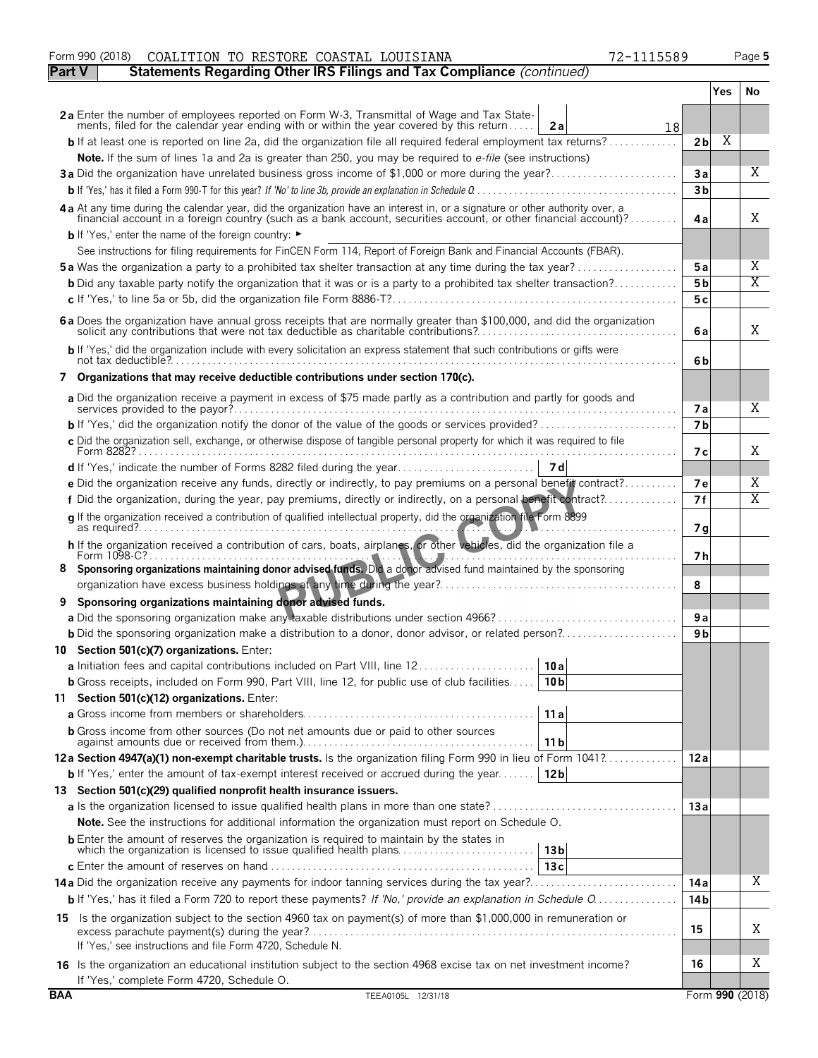Form 990 (2018) COALITION TO RESTORE COASTAL LOUISIANA 72-1115589

## Part V Statements Regarding Other IRS Filings and Tax Compliance *(continued)*

| | | | Yes | No |
|---|---|---|---|---|
| **2a** Enter the number of employees reported on Form W-3, Transmittal of Wage and Tax Statements, filed for the calendar year ending with or within the year covered by this return | 2a 18 | | | |
| **b** If at least one is reported on line 2a, did the organization file all required federal employment tax returns? | | 2b | X | |
| **Note.** If the sum of lines 1a and 2a is greater than 250, you may be required to *e-file* (see instructions) | | | | |
| **3a** Did the organization have unrelated business gross income of $1,000 or more during the year? | | 3a | | X |
| **b** If 'Yes,' has it filed a Form 990-T for this year? *If 'No' to line 3b, provide an explanation in Schedule O* | | 3b | | |
| **4a** At any time during the calendar year, did the organization have an interest in, or a signature or other authority over, a financial account in a foreign country (such as a bank account, securities account, or other financial account)? | | 4a | | X |
| **b** If 'Yes,' enter the name of the foreign country: ► | | | | |
| See instructions for filing requirements for FinCEN Form 114, Report of Foreign Bank and Financial Accounts (FBAR). | | | | |
| **5a** Was the organization a party to a prohibited tax shelter transaction at any time during the tax year? | | 5a | | X |
| **b** Did any taxable party notify the organization that it was or is a party to a prohibited tax shelter transaction? | | 5b | | X |
| **c** If 'Yes,' to line 5a or 5b, did the organization file Form 8886-T? | | 5c | | |
| **6a** Does the organization have annual gross receipts that are normally greater than $100,000, and did the organization solicit any contributions that were not tax deductible as charitable contributions? | | 6a | | X |
| **b** If 'Yes,' did the organization include with every solicitation an express statement that such contributions or gifts were not tax deductible? | | 6b | | |
| **7 Organizations that may receive deductible contributions under section 170(c).** | | | | |
| **a** Did the organization receive a payment in excess of $75 made partly as a contribution and partly for goods and services provided to the payor? | | 7a | | X |
| **b** If 'Yes,' did the organization notify the donor of the value of the goods or services provided? | | 7b | | |
| **c** Did the organization sell, exchange, or otherwise dispose of tangible personal property for which it was required to file Form 8282? | | 7c | | X |
| **d** If 'Yes,' indicate the number of Forms 8282 filed during the year | 7d | | | |
| **e** Did the organization receive any funds, directly or indirectly, to pay premiums on a personal benefit contract? | | 7e | | X |
| **f** Did the organization, during the year, pay premiums, directly or indirectly, on a personal benefit contract? | | 7f | | X |
| **g** If the organization received a contribution of qualified intellectual property, did the organization file Form 8899 as required? | | 7g | | |
| **h** If the organization received a contribution of cars, boats, airplanes, or other vehicles, did the organization file a Form 1098-C? | | 7h | | |
| **8 Sponsoring organizations maintaining donor advised funds.** Did a donor advised fund maintained by the sponsoring organization have excess business holdings at any time during the year? | | 8 | | |
| **9 Sponsoring organizations maintaining donor advised funds.** | | | | |
| **a** Did the sponsoring organization make any taxable distributions under section 4966? | | 9a | | |
| **b** Did the sponsoring organization make a distribution to a donor, donor advisor, or related person? | | 9b | | |
| **10 Section 501(c)(7) organizations.** Enter: | | | | |
| **a** Initiation fees and capital contributions included on Part VIII, line 12 | 10a | | | |
| **b** Gross receipts, included on Form 990, Part VIII, line 12, for public use of club facilities | 10b | | | |
| **11 Section 501(c)(12) organizations.** Enter: | | | | |
| **a** Gross income from members or shareholders | 11a | | | |
| **b** Gross income from other sources (Do not net amounts due or paid to other sources against amounts due or received from them.) | 11b | | | |
| **12a Section 4947(a)(1) non-exempt charitable trusts.** Is the organization filing Form 990 in lieu of Form 1041? | | 12a | | |
| **b** If 'Yes,' enter the amount of tax-exempt interest received or accrued during the year | 12b | | | |
| **13 Section 501(c)(29) qualified nonprofit health insurance issuers.** | | | | |
| **a** Is the organization licensed to issue qualified health plans in more than one state? | | 13a | | |
| **Note.** See the instructions for additional information the organization must report on Schedule O. | | | | |
| **b** Enter the amount of reserves the organization is required to maintain by the states in which the organization is licensed to issue qualified health plans | 13b | | | |
| **c** Enter the amount of reserves on hand | 13c | | | |
| **14a** Did the organization receive any payments for indoor tanning services during the tax year? | | 14a | | X |
| **b** If 'Yes,' has it filed a Form 720 to report these payments? *If 'No,' provide an explanation in Schedule O* | | 14b | | |
| **15** Is the organization subject to the section 4960 tax on payment(s) of more than $1,000,000 in remuneration or excess parachute payment(s) during the year? If 'Yes,' see instructions and file Form 4720, Schedule N. | | 15 | | X |
| **16** Is the organization an educational institution subject to the section 4968 excise tax on net investment income? If 'Yes,' complete Form 4720, Schedule O. | | 16 | | X |

BAA TEEA0105L 12/31/18 Form **990** (2018)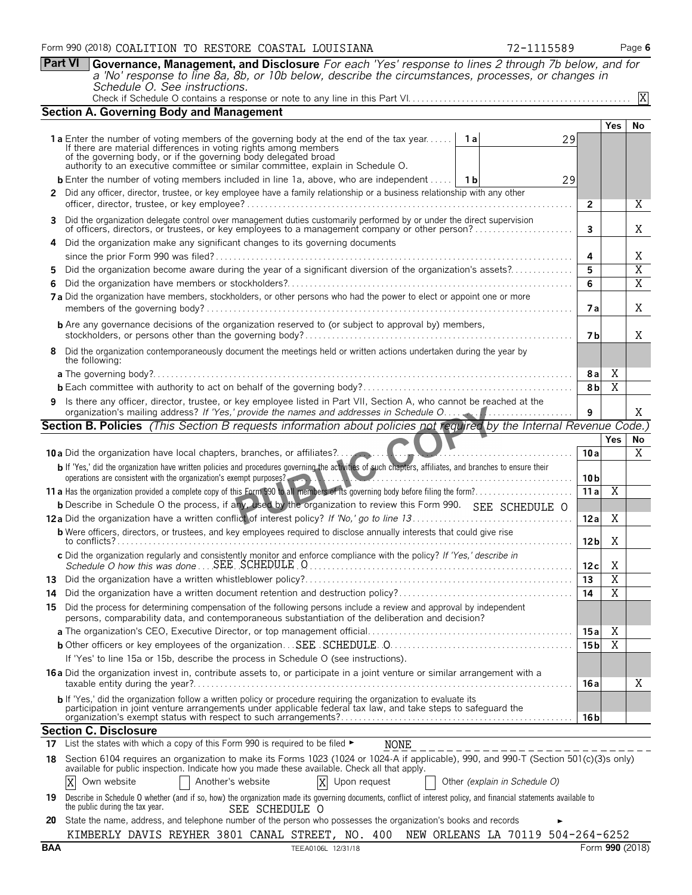Form 990 (2018) COALITION TO RESTORE COASTAL LOUISIANA 72-1115589

## Part VI Governance, Management, and Disclosure

*For each 'Yes' response to lines 2 through 7b below, and for a 'No' response to line 8a, 8b, or 10b below, describe the circumstances, processes, or changes in Schedule O. See instructions.*

Check if Schedule O contains a response or note to any line in this Part VI. [X]

### Section A. Governing Body and Management

| | | | Yes | No |
|---|---|---|---|---|
| **1a** Enter the number of voting members of the governing body at the end of the tax year. If there are material differences in voting rights among members of the governing body, or if the governing body delegated broad authority to an executive committee or similar committee, explain in Schedule O. | 1a 29 | | | |
| **b** Enter the number of voting members included in line 1a, above, who are independent | 1b 29 | | | |
| **2** Did any officer, director, trustee, or key employee have a family relationship or a business relationship with any other officer, director, trustee, or key employee? | | 2 | | X |
| **3** Did the organization delegate control over management duties customarily performed by or under the direct supervision of officers, directors, or trustees, or key employees to a management company or other person? | | 3 | | X |
| **4** Did the organization make any significant changes to its governing documents since the prior Form 990 was filed? | | 4 | | X |
| **5** Did the organization become aware during the year of a significant diversion of the organization's assets? | | 5 | | X |
| **6** Did the organization have members or stockholders? | | 6 | | X |
| **7a** Did the organization have members, stockholders, or other persons who had the power to elect or appoint one or more members of the governing body? | | 7a | | X |
| **b** Are any governance decisions of the organization reserved to (or subject to approval by) members, stockholders, or persons other than the governing body? | | 7b | | X |
| **8** Did the organization contemporaneously document the meetings held or written actions undertaken during the year by the following: | | | | |
| **a** The governing body? | | 8a | X | |
| **b** Each committee with authority to act on behalf of the governing body? | | 8b | X | |
| **9** Is there any officer, director, trustee, or key employee listed in Part VII, Section A, who cannot be reached at the organization's mailing address? *If 'Yes,' provide the names and addresses in Schedule O* | | 9 | | X |

### Section B. Policies *(This Section B requests information about policies not required by the Internal Revenue Code.)*

| | | Yes | No |
|---|---|---|---|
| **10a** Did the organization have local chapters, branches, or affiliates? | 10a | | X |
| **b** If 'Yes,' did the organization have written policies and procedures governing the activities of such chapters, affiliates, and branches to ensure their operations are consistent with the organization's exempt purposes? | 10b | | |
| **11a** Has the organization provided a complete copy of this Form 990 to all members of its governing body before filing the form? | 11a | X | |
| **b** Describe in Schedule O the process, if any, used by the organization to review this Form 990. SEE SCHEDULE O | | | |
| **12a** Did the organization have a written conflict of interest policy? *If 'No,' go to line 13* | 12a | X | |
| **b** Were officers, directors, or trustees, and key employees required to disclose annually interests that could give rise to conflicts? | 12b | X | |
| **c** Did the organization regularly and consistently monitor and enforce compliance with the policy? *If 'Yes,' describe in Schedule O how this was done* SEE SCHEDULE O | 12c | X | |
| **13** Did the organization have a written whistleblower policy? | 13 | X | |
| **14** Did the organization have a written document retention and destruction policy? | 14 | X | |
| **15** Did the process for determining compensation of the following persons include a review and approval by independent persons, comparability data, and contemporaneous substantiation of the deliberation and decision? | | | |
| **a** The organization's CEO, Executive Director, or top management official | 15a | X | |
| **b** Other officers or key employees of the organization SEE SCHEDULE O | 15b | X | |
| If 'Yes' to line 15a or 15b, describe the process in Schedule O (see instructions). | | | |
| **16a** Did the organization invest in, contribute assets to, or participate in a joint venture or similar arrangement with a taxable entity during the year? | 16a | | X |
| **b** If 'Yes,' did the organization follow a written policy or procedure requiring the organization to evaluate its participation in joint venture arrangements under applicable federal tax law, and take steps to safeguard the organization's exempt status with respect to such arrangements? | 16b | | |

### Section C. Disclosure

**17** List the states with which a copy of this Form 990 is required to be filed ► NONE

**18** Section 6104 requires an organization to make its Forms 1023 (1024 or 1024-A if applicable), 990, and 990-T (Section 501(c)(3)s only) available for public inspection. Indicate how you made these available. Check all that apply.

[X] Own website [ ] Another's website [X] Upon request [ ] Other *(explain in Schedule O)*

**19** Describe in Schedule O whether (and if so, how) the organization made its governing documents, conflict of interest policy, and financial statements available to the public during the tax year. SEE SCHEDULE O

**20** State the name, address, and telephone number of the person who possesses the organization's books and records ►

KIMBERLY DAVIS REYHER 3801 CANAL STREET, NO. 400 NEW ORLEANS LA 70119 504-264-6252

BAA TEEA0106L 12/31/18 Form **990** (2018)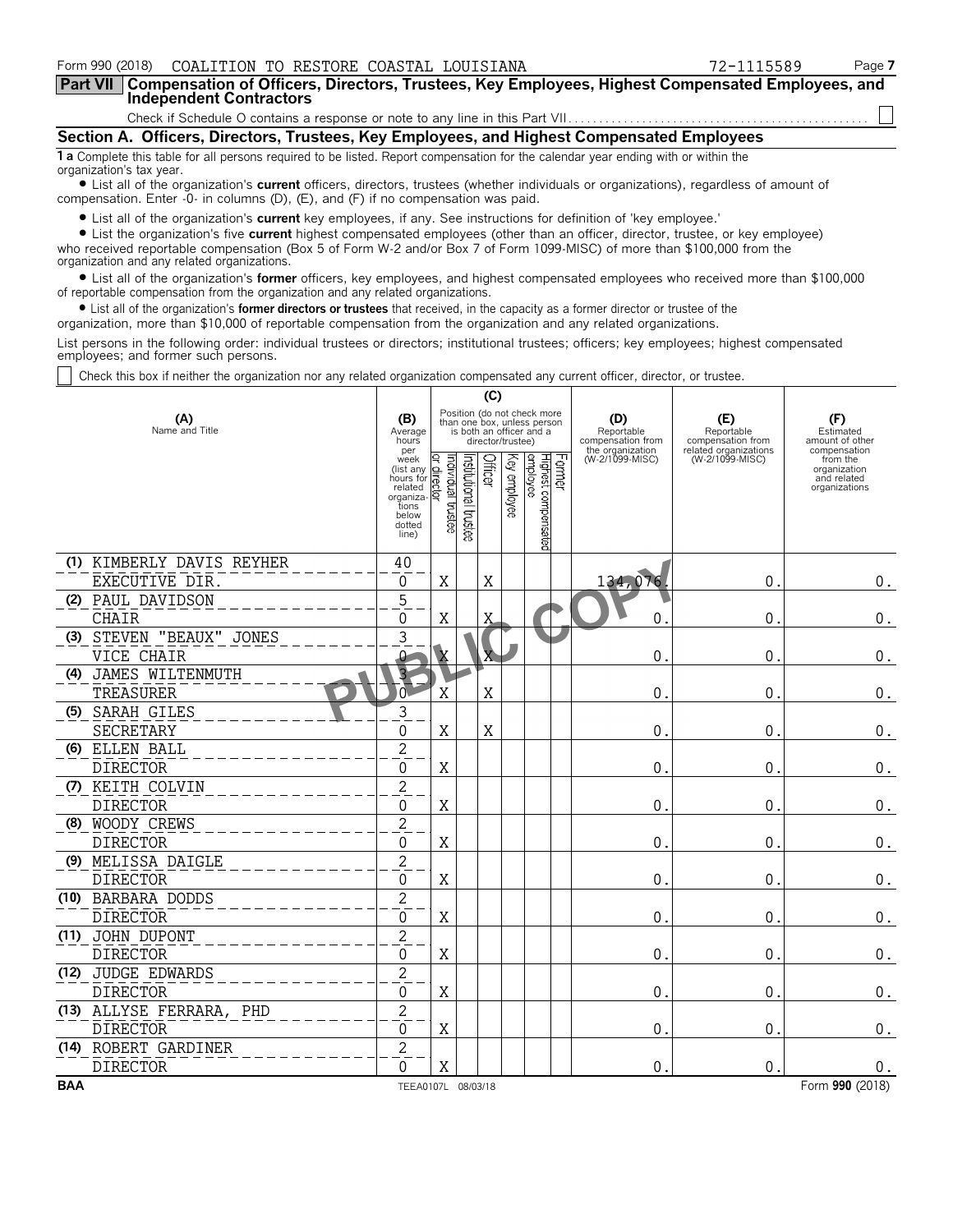Form 990 (2018) COALITION TO RESTORE COASTAL LOUISIANA 72-1115589

## Part VII Compensation of Officers, Directors, Trustees, Key Employees, Highest Compensated Employees, and Independent Contractors

Check if Schedule O contains a response or note to any line in this Part VII ☐

### Section A. Officers, Directors, Trustees, Key Employees, and Highest Compensated Employees

**1 a** Complete this table for all persons required to be listed. Report compensation for the calendar year ending with or within the organization's tax year.

- List all of the organization's **current** officers, directors, trustees (whether individuals or organizations), regardless of amount of compensation. Enter -0- in columns (D), (E), and (F) if no compensation was paid.
- List all of the organization's **current** key employees, if any. See instructions for definition of 'key employee.'
- List the organization's five **current** highest compensated employees (other than an officer, director, trustee, or key employee) who received reportable compensation (Box 5 of Form W-2 and/or Box 7 of Form 1099-MISC) of more than $100,000 from the organization and any related organizations.
- List all of the organization's **former** officers, key employees, and highest compensated employees who received more than $100,000 of reportable compensation from the organization and any related organizations.
- List all of the organization's **former directors or trustees** that received, in the capacity as a former director or trustee of the organization, more than $10,000 of reportable compensation from the organization and any related organizations.

List persons in the following order: individual trustees or directors; institutional trustees; officers; key employees; highest compensated employees; and former such persons.

☐ Check this box if neither the organization nor any related organization compensated any current officer, director, or trustee.

| (A) Name and Title | (B) Average hours per week (list any hours for related organizations below dotted line) | (C) Individual trustee or director | Institutional trustee | Officer | Key employee | Highest compensated employee | Former | (D) Reportable compensation from the organization (W-2/1099-MISC) | (E) Reportable compensation from related organizations (W-2/1099-MISC) | (F) Estimated amount of other compensation from the organization and related organizations |
|---|---|---|---|---|---|---|---|---|---|---|
| (1) KIMBERLY DAVIS REYHER<br>EXECUTIVE DIR. | 40<br>0 | X | | X | | | | 134,076. | 0. | 0. |
| (2) PAUL DAVIDSON<br>CHAIR | 5<br>0 | X | | X | | | | 0. | 0. | 0. |
| (3) STEVEN "BEAUX" JONES<br>VICE CHAIR | 3<br>0 | X | | X | | | | 0. | 0. | 0. |
| (4) JAMES WILTENMUTH<br>TREASURER | 3<br>0 | X | | X | | | | 0. | 0. | 0. |
| (5) SARAH GILES<br>SECRETARY | 3<br>0 | X | | X | | | | 0. | 0. | 0. |
| (6) ELLEN BALL<br>DIRECTOR | 2<br>0 | X | | | | | | 0. | 0. | 0. |
| (7) KEITH COLVIN<br>DIRECTOR | 2<br>0 | X | | | | | | 0. | 0. | 0. |
| (8) WOODY CREWS<br>DIRECTOR | 2<br>0 | X | | | | | | 0. | 0. | 0. |
| (9) MELISSA DAIGLE<br>DIRECTOR | 2<br>0 | X | | | | | | 0. | 0. | 0. |
| (10) BARBARA DODDS<br>DIRECTOR | 2<br>0 | X | | | | | | 0. | 0. | 0. |
| (11) JOHN DUPONT<br>DIRECTOR | 2<br>0 | X | | | | | | 0. | 0. | 0. |
| (12) JUDGE EDWARDS<br>DIRECTOR | 2<br>0 | X | | | | | | 0. | 0. | 0. |
| (13) ALLYSE FERRARA, PHD<br>DIRECTOR | 2<br>0 | X | | | | | | 0. | 0. | 0. |
| (14) ROBERT GARDINER<br>DIRECTOR | 2<br>0 | X | | | | | | 0. | 0. | 0. |

BAA TEEA0107L 08/03/18 Form 990 (2018)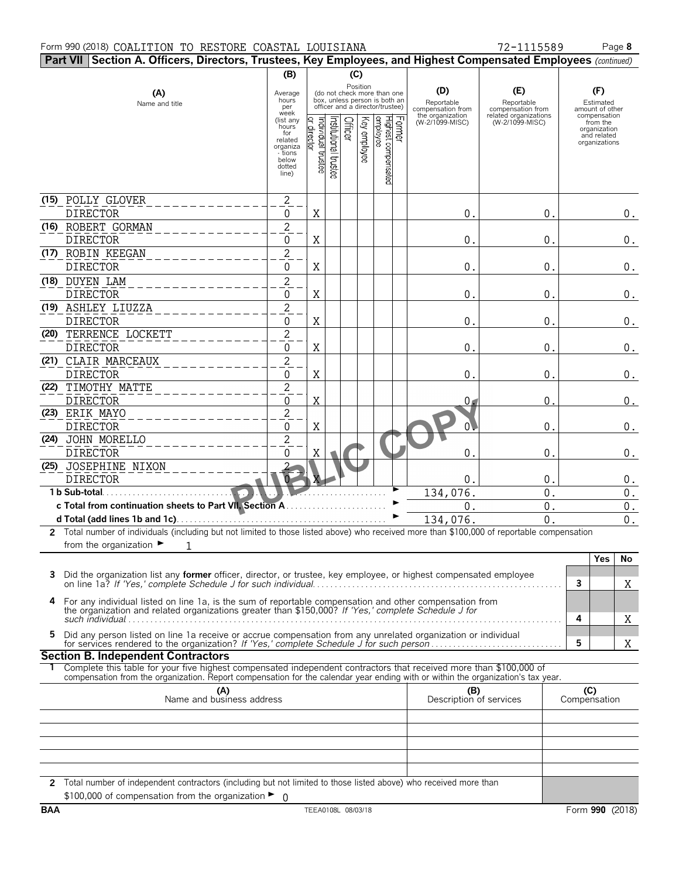Form 990 (2018) COALITION TO RESTORE COASTAL LOUISIANA 72-1115589

## Part VII Section A. Officers, Directors, Trustees, Key Employees, and Highest Compensated Employees *(continued)*

| (A) Name and title | (B) Average hours per week (list any hours for related organizations below dotted line) | (C) Position: Individual trustee or director | Institutional trustee | Officer | Key employee | Highest compensated employee | Former | (D) Reportable compensation from the organization (W-2/1099-MISC) | (E) Reportable compensation from related organizations (W-2/1099-MISC) | (F) Estimated amount of other compensation from the organization and related organizations |
|---|---|---|---|---|---|---|---|---|---|---|
| (15) POLLY GLOVER<br>DIRECTOR | 2<br>0 | X | | | | | | 0. | 0. | 0. |
| (16) ROBERT GORMAN<br>DIRECTOR | 2<br>0 | X | | | | | | 0. | 0. | 0. |
| (17) ROBIN KEEGAN<br>DIRECTOR | 2<br>0 | X | | | | | | 0. | 0. | 0. |
| (18) DUYEN LAM<br>DIRECTOR | 2<br>0 | X | | | | | | 0. | 0. | 0. |
| (19) ASHLEY LIUZZA<br>DIRECTOR | 2<br>0 | X | | | | | | 0. | 0. | 0. |
| (20) TERRENCE LOCKETT<br>DIRECTOR | 2<br>0 | X | | | | | | 0. | 0. | 0. |
| (21) CLAIR MARCEAUX<br>DIRECTOR | 2<br>0 | X | | | | | | 0. | 0. | 0. |
| (22) TIMOTHY MATTE<br>DIRECTOR | 2<br>0 | X | | | | | | 0. | 0. | 0. |
| (23) ERIK MAYO<br>DIRECTOR | 2<br>0 | X | | | | | | 0. | 0. | 0. |
| (24) JOHN MORELLO<br>DIRECTOR | 2<br>0 | X | | | | | | 0. | 0. | 0. |
| (25) JOSEPHINE NIXON<br>DIRECTOR | 2<br>0 | X | | | | | | 0. | 0. | 0. |
| **1 b Sub-total** | | | | | | | | 134,076. | 0. | 0. |
| **c Total from continuation sheets to Part VII, Section A** | | | | | | | | 0. | 0. | 0. |
| **d Total (add lines 1b and 1c)** | | | | | | | | 134,076. | 0. | 0. |

PUBLIC COPY

**2** Total number of individuals (including but not limited to those listed above) who received more than $100,000 of reportable compensation from the organization ► 1

| | | | Yes | No |
|---|---|---|---|---|
| **3** | Did the organization list any **former** officer, director, or trustee, key employee, or highest compensated employee on line 1a? *If 'Yes,' complete Schedule J for such individual* | 3 | | X |
| **4** | For any individual listed on line 1a, is the sum of reportable compensation and other compensation from the organization and related organizations greater than $150,000? *If 'Yes,' complete Schedule J for such individual* | 4 | | X |
| **5** | Did any person listed on line 1a receive or accrue compensation from any unrelated organization or individual for services rendered to the organization? *If 'Yes,' complete Schedule J for such person* | 5 | | X |

### Section B. Independent Contractors

**1** Complete this table for your five highest compensated independent contractors that received more than $100,000 of compensation from the organization. Report compensation for the calendar year ending with or within the organization's tax year.

| (A) Name and business address | (B) Description of services | (C) Compensation |
|---|---|---|
| | | |
| | | |
| | | |
| | | |
| | | |

**2** Total number of independent contractors (including but not limited to those listed above) who received more than $100,000 of compensation from the organization ► 0

BAA TEEA0108L 08/03/18 Form **990** (2018)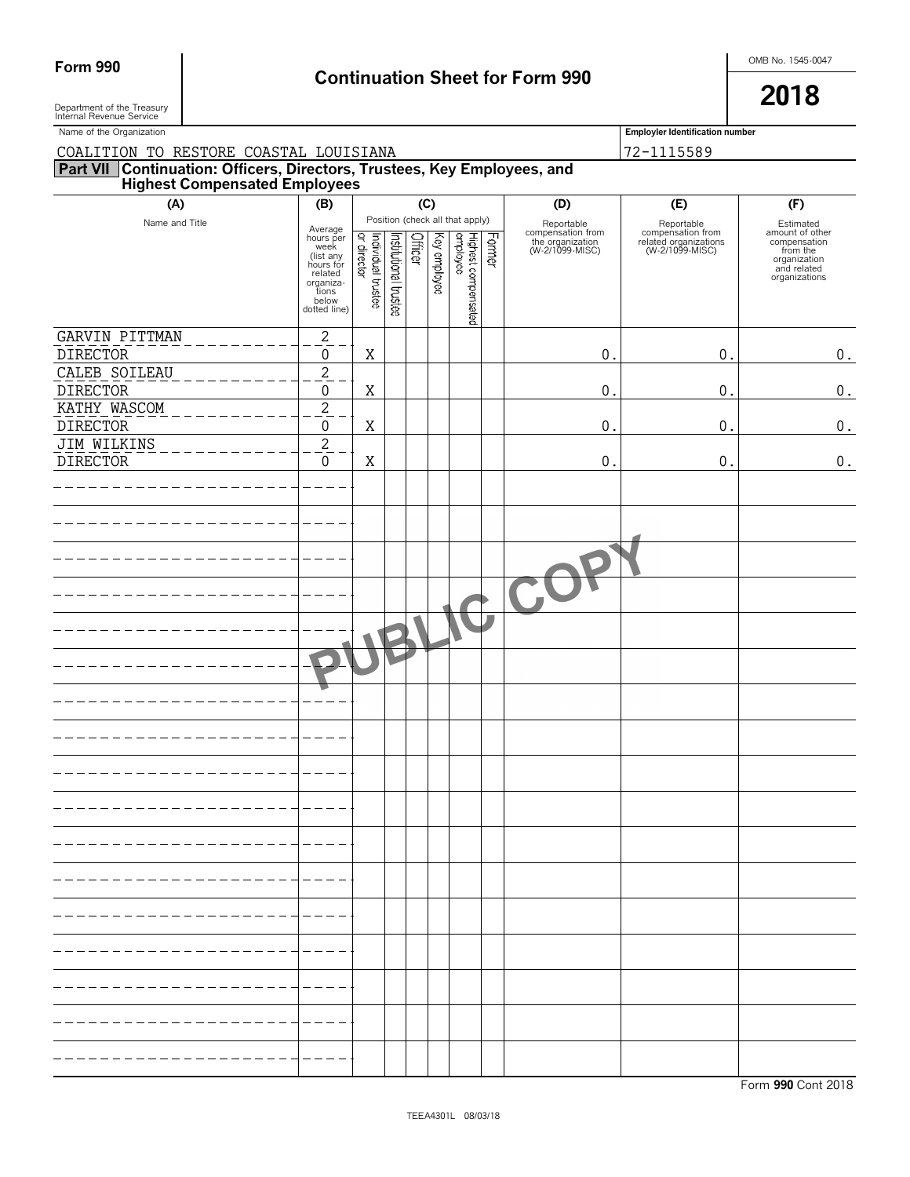**Form 990**

**Continuation Sheet for Form 990**

Department of the Treasury
Internal Revenue Service

OMB No. 1545-0047

**2018**

Name of the Organization: COALITION TO RESTORE COASTAL LOUISIANA

Employer Identification number: 72-1115589

**Part VII Continuation: Officers, Directors, Trustees, Key Employees, and Highest Compensated Employees**

| (A) Name and Title | (B) Average hours per week (list any hours for related organizations below dotted line) | (C) Individual trustee or director | Institutional trustee | Officer | Key employee | Highest compensated employee | Former | (D) Reportable compensation from the organization (W-2/1099-MISC) | (E) Reportable compensation from related organizations (W-2/1099-MISC) | (F) Estimated amount of other compensation from the organization and related organizations |
|---|---|---|---|---|---|---|---|---|---|---|
| GARVIN PITTMAN<br>DIRECTOR | 2<br>0 | X | | | | | | 0. | 0. | 0. |
| CALEB SOILEAU<br>DIRECTOR | 2<br>0 | X | | | | | | 0. | 0. | 0. |
| KATHY WASCOM<br>DIRECTOR | 2<br>0 | X | | | | | | 0. | 0. | 0. |
| JIM WILKINS<br>DIRECTOR | 2<br>0 | X | | | | | | 0. | 0. | 0. |

PUBLIC COPY

Form **990** Cont 2018

TEEA4301L 08/03/18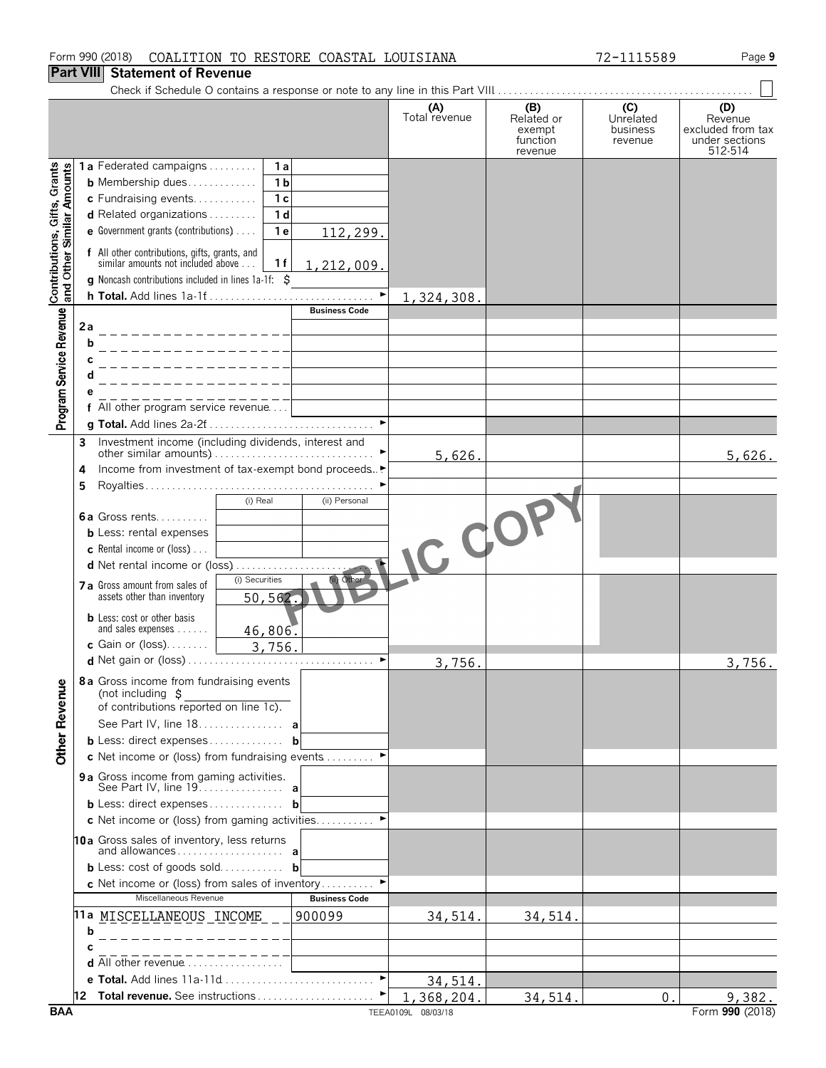Form 990 (2018) COALITION TO RESTORE COASTAL LOUISIANA 72-1115589

## Part VIII Statement of Revenue

Check if Schedule O contains a response or note to any line in this Part VIII . . . . . . ☐

| | | | (A) Total revenue | (B) Related or exempt function revenue | (C) Unrelated business revenue | (D) Revenue excluded from tax under sections 512-514 |
|---|---|---|---|---|---|---|
| **Contributions, Gifts, Grants and Other Similar Amounts** | 1a Federated campaigns . . . 1a | | | | | |
| | b Membership dues . . . 1b | | | | | |
| | c Fundraising events . . . 1c | | | | | |
| | d Related organizations . . . 1d | | | | | |
| | e Government grants (contributions) . . . 1e | 112,299. | | | | |
| | f All other contributions, gifts, grants, and similar amounts not included above . . . 1f | 1,212,009. | | | | |
| | g Noncash contributions included in lines 1a-1f: $ | | | | | |
| | h **Total.** Add lines 1a-1f . . . ► | | 1,324,308. | | | |
| **Program Service Revenue** | | Business Code | | | | |
| | 2a | | | | | |
| | b | | | | | |
| | c | | | | | |
| | d | | | | | |
| | e | | | | | |
| | f All other program service revenue . . . | | | | | |
| | g **Total.** Add lines 2a-2f . . . ► | | | | | |
| **Other Revenue** | 3 Investment income (including dividends, interest and other similar amounts) . . . ► | | 5,626. | | | 5,626. |
| | 4 Income from investment of tax-exempt bond proceeds . . . ► | | | | | |
| | 5 Royalties . . . ► | | | | | |
| | | (i) Real / (ii) Personal | | | | |
| | 6a Gross rents . . . | | | | | |
| | b Less: rental expenses | | | | | |
| | c Rental income or (loss) . . . | | | | | |
| | d Net rental income or (loss) . . . ► | | | | | |
| | 7a Gross amount from sales of assets other than inventory | (i) Securities: 50,562. / (ii) Other: | | | | |
| | b Less: cost or other basis and sales expenses . . . | (i) Securities: 46,806. / (ii) Other: | | | | |
| | c Gain or (loss) . . . | (i) Securities: 3,756. / (ii) Other: | | | | |
| | d Net gain or (loss) . . . ► | | 3,756. | | | 3,756. |
| | 8a Gross income from fundraising events (not including $ of contributions reported on line 1c). See Part IV, line 18 . . . a | | | | | |
| | b Less: direct expenses . . . b | | | | | |
| | c Net income or (loss) from fundraising events . . . ► | | | | | |
| | 9a Gross income from gaming activities. See Part IV, line 19 . . . a | | | | | |
| | b Less: direct expenses . . . b | | | | | |
| | c Net income or (loss) from gaming activities . . . ► | | | | | |
| | 10a Gross sales of inventory, less returns and allowances . . . a | | | | | |
| | b Less: cost of goods sold . . . b | | | | | |
| | c Net income or (loss) from sales of inventory . . . ► | | | | | |
| | Miscellaneous Revenue | Business Code | | | | |
| | 11a MISCELLANEOUS INCOME | 900099 | 34,514. | 34,514. | | |
| | b | | | | | |
| | c | | | | | |
| | d All other revenue . . . | | | | | |
| | e **Total.** Add lines 11a-11d . . . ► | | 34,514. | | | |
| | 12 **Total revenue.** See instructions . . . ► | | 1,368,204. | 34,514. | 0. | 9,382. |

BAA TEEA0109L 08/03/18 Form **990** (2018)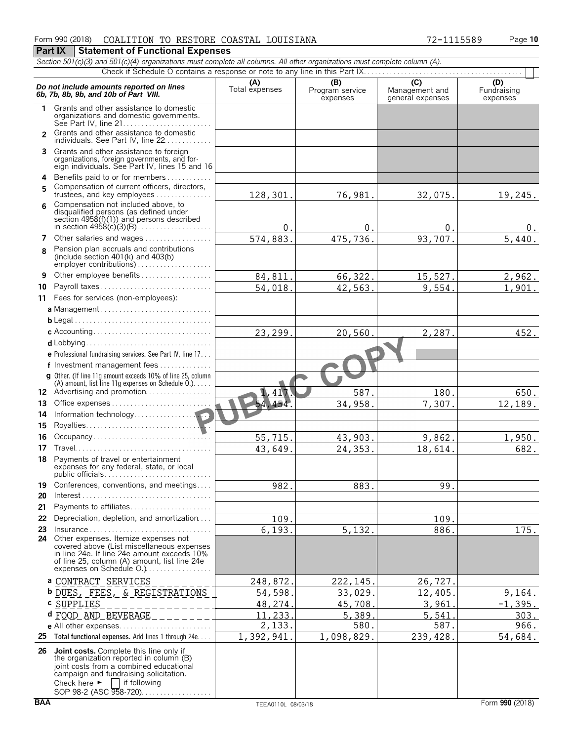Form 990 (2018) COALITION TO RESTORE COASTAL LOUISIANA 72-1115589

## Part IX Statement of Functional Expenses

*Section 501(c)(3) and 501(c)(4) organizations must complete all columns. All other organizations must complete column (A).*

Check if Schedule O contains a response or note to any line in this Part IX . . . . . ☐

| *Do not include amounts reported on lines 6b, 7b, 8b, 9b, and 10b of Part VIII.* | (A) Total expenses | (B) Program service expenses | (C) Management and general expenses | (D) Fundraising expenses |
|---|---|---|---|---|
| 1 Grants and other assistance to domestic organizations and domestic governments. See Part IV, line 21 | | | | |
| 2 Grants and other assistance to domestic individuals. See Part IV, line 22 | | | | |
| 3 Grants and other assistance to foreign organizations, foreign governments, and foreign individuals. See Part IV, lines 15 and 16 | | | | |
| 4 Benefits paid to or for members | | | | |
| 5 Compensation of current officers, directors, trustees, and key employees | 128,301. | 76,981. | 32,075. | 19,245. |
| 6 Compensation not included above, to disqualified persons (as defined under section 4958(f)(1)) and persons described in section 4958(c)(3)(B) | 0. | 0. | 0. | 0. |
| 7 Other salaries and wages | 574,883. | 475,736. | 93,707. | 5,440. |
| 8 Pension plan accruals and contributions (include section 401(k) and 403(b) employer contributions) | | | | |
| 9 Other employee benefits | 84,811. | 66,322. | 15,527. | 2,962. |
| 10 Payroll taxes | 54,018. | 42,563. | 9,554. | 1,901. |
| 11 Fees for services (non-employees): | | | | |
| a Management | | | | |
| b Legal | | | | |
| c Accounting | 23,299. | 20,560. | 2,287. | 452. |
| d Lobbying | | | | |
| e Professional fundraising services. See Part IV, line 17 | | | | |
| f Investment management fees | | | | |
| g Other. (If line 11g amount exceeds 10% of line 25, column (A) amount, list line 11g expenses on Schedule O.) | | | | |
| 12 Advertising and promotion | 1,417. | 587. | 180. | 650. |
| 13 Office expenses | 54,454. | 34,958. | 7,307. | 12,189. |
| 14 Information technology | | | | |
| 15 Royalties | | | | |
| 16 Occupancy | 55,715. | 43,903. | 9,862. | 1,950. |
| 17 Travel | 43,649. | 24,353. | 18,614. | 682. |
| 18 Payments of travel or entertainment expenses for any federal, state, or local public officials | | | | |
| 19 Conferences, conventions, and meetings | 982. | 883. | 99. | |
| 20 Interest | | | | |
| 21 Payments to affiliates | | | | |
| 22 Depreciation, depletion, and amortization | 109. | | 109. | |
| 23 Insurance | 6,193. | 5,132. | 886. | 175. |
| 24 Other expenses. Itemize expenses not covered above (List miscellaneous expenses in line 24e. If line 24e amount exceeds 10% of line 25, column (A) amount, list line 24e expenses on Schedule O.) | | | | |
| a CONTRACT SERVICES | 248,872. | 222,145. | 26,727. | |
| b DUES, FEES, & REGISTRATIONS | 54,598. | 33,029. | 12,405. | 9,164. |
| c SUPPLIES | 48,274. | 45,708. | 3,961. | -1,395. |
| d FOOD AND BEVERAGE | 11,233. | 5,389. | 5,541. | 303. |
| e All other expenses | 2,133. | 580. | 587. | 966. |
| 25 **Total functional expenses.** Add lines 1 through 24e | 1,392,941. | 1,098,829. | 239,428. | 54,684. |
| 26 **Joint costs.** Complete this line only if the organization reported in column (B) joint costs from a combined educational campaign and fundraising solicitation. Check here ► ☐ if following SOP 98-2 (ASC 958-720) | | | | |

BAA TEEA0110L 08/03/18 Form **990** (2018)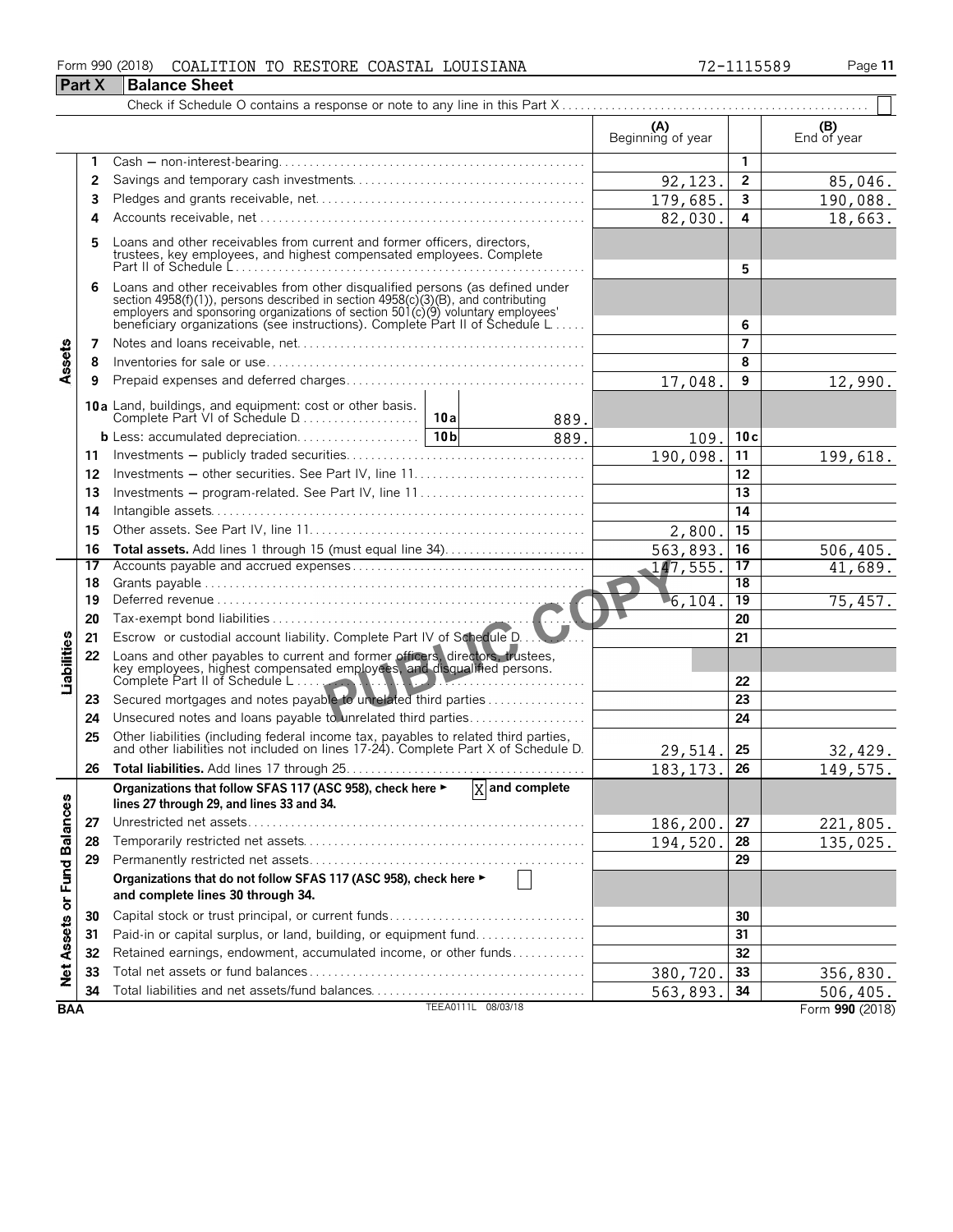Form 990 (2018) COALITION TO RESTORE COASTAL LOUISIANA 72-1115589

## Part X Balance Sheet

Check if Schedule O contains a response or note to any line in this Part X . . . . . . . . . . ☐

| | | | (A) Beginning of year | | (B) End of year |
|---|---|---|---|---|---|
| Assets | 1 | Cash — non-interest-bearing | | 1 | |
| | 2 | Savings and temporary cash investments | 92,123. | 2 | 85,046. |
| | 3 | Pledges and grants receivable, net | 179,685. | 3 | 190,088. |
| | 4 | Accounts receivable, net | 82,030. | 4 | 18,663. |
| | 5 | Loans and other receivables from current and former officers, directors, trustees, key employees, and highest compensated employees. Complete Part II of Schedule L | | 5 | |
| | 6 | Loans and other receivables from other disqualified persons (as defined under section 4958(f)(1)), persons described in section 4958(c)(3)(B), and contributing employers and sponsoring organizations of section 501(c)(9) voluntary employees' beneficiary organizations (see instructions). Complete Part II of Schedule L | | 6 | |
| | 7 | Notes and loans receivable, net | | 7 | |
| | 8 | Inventories for sale or use | | 8 | |
| | 9 | Prepaid expenses and deferred charges | 17,048. | 9 | 12,990. |
| | 10a | Land, buildings, and equipment: cost or other basis. Complete Part VI of Schedule D — 10a: 889. | | | |
| | b | Less: accumulated depreciation — 10b: 889. | 109. | 10c | |
| | 11 | Investments — publicly traded securities | 190,098. | 11 | 199,618. |
| | 12 | Investments — other securities. See Part IV, line 11 | | 12 | |
| | 13 | Investments — program-related. See Part IV, line 11 | | 13 | |
| | 14 | Intangible assets | | 14 | |
| | 15 | Other assets. See Part IV, line 11 | 2,800. | 15 | |
| | 16 | **Total assets.** Add lines 1 through 15 (must equal line 34) | 563,893. | 16 | 506,405. |
| Liabilities | 17 | Accounts payable and accrued expenses | 147,555. | 17 | 41,689. |
| | 18 | Grants payable | | 18 | |
| | 19 | Deferred revenue | 6,104. | 19 | 75,457. |
| | 20 | Tax-exempt bond liabilities | | 20 | |
| | 21 | Escrow or custodial account liability. Complete Part IV of Schedule D | | 21 | |
| | 22 | Loans and other payables to current and former officers, directors, trustees, key employees, highest compensated employees, and disqualified persons. Complete Part II of Schedule L | | 22 | |
| | 23 | Secured mortgages and notes payable to unrelated third parties | | 23 | |
| | 24 | Unsecured notes and loans payable to unrelated third parties | | 24 | |
| | 25 | Other liabilities (including federal income tax, payables to related third parties, and other liabilities not included on lines 17-24). Complete Part X of Schedule D | 29,514. | 25 | 32,429. |
| | 26 | **Total liabilities.** Add lines 17 through 25 | 183,173. | 26 | 149,575. |
| Net Assets or Fund Balances | | **Organizations that follow SFAS 117 (ASC 958), check here ► [X] and complete lines 27 through 29, and lines 33 and 34.** | | | |
| | 27 | Unrestricted net assets | 186,200. | 27 | 221,805. |
| | 28 | Temporarily restricted net assets | 194,520. | 28 | 135,025. |
| | 29 | Permanently restricted net assets | | 29 | |
| | | **Organizations that do not follow SFAS 117 (ASC 958), check here ► [ ] and complete lines 30 through 34.** | | | |
| | 30 | Capital stock or trust principal, or current funds | | 30 | |
| | 31 | Paid-in or capital surplus, or land, building, or equipment fund | | 31 | |
| | 32 | Retained earnings, endowment, accumulated income, or other funds | | 32 | |
| | 33 | Total net assets or fund balances | 380,720. | 33 | 356,830. |
| | 34 | Total liabilities and net assets/fund balances | 563,893. | 34 | 506,405. |

BAA TEEA0111L 08/03/18 Form **990** (2018)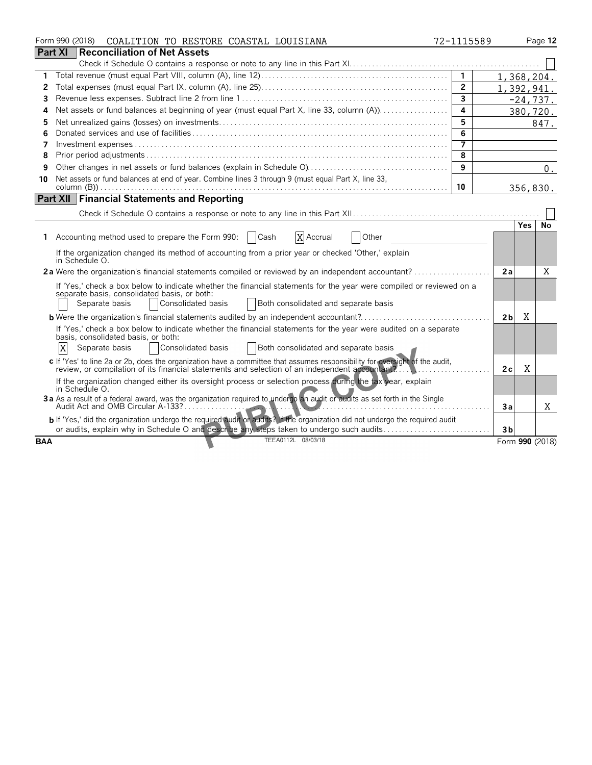Form 990 (2018) COALITION TO RESTORE COASTAL LOUISIANA 72-1115589

## Part XI Reconciliation of Net Assets

Check if Schedule O contains a response or note to any line in this Part XI [ ]

| | | | |
|---|---|---|---|
| 1 | Total revenue (must equal Part VIII, column (A), line 12) | 1 | 1,368,204. |
| 2 | Total expenses (must equal Part IX, column (A), line 25) | 2 | 1,392,941. |
| 3 | Revenue less expenses. Subtract line 2 from line 1 | 3 | -24,737. |
| 4 | Net assets or fund balances at beginning of year (must equal Part X, line 33, column (A)) | 4 | 380,720. |
| 5 | Net unrealized gains (losses) on investments | 5 | 847. |
| 6 | Donated services and use of facilities | 6 | |
| 7 | Investment expenses | 7 | |
| 8 | Prior period adjustments | 8 | |
| 9 | Other changes in net assets or fund balances (explain in Schedule O) | 9 | 0. |
| 10 | Net assets or fund balances at end of year. Combine lines 3 through 9 (must equal Part X, line 33, column (B)) | 10 | 356,830. |

## Part XII Financial Statements and Reporting

Check if Schedule O contains a response or note to any line in this Part XII [ ]

| | | | Yes | No |
|---|---|---|---|---|
| **1** | Accounting method used to prepare the Form 990: [ ] Cash [X] Accrual [ ] Other<br>If the organization changed its method of accounting from a prior year or checked 'Other,' explain in Schedule O. | | | |
| **2a** | Were the organization's financial statements compiled or reviewed by an independent accountant?<br>If 'Yes,' check a box below to indicate whether the financial statements for the year were compiled or reviewed on a separate basis, consolidated basis, or both:<br>[ ] Separate basis [ ] Consolidated basis [ ] Both consolidated and separate basis | 2a | | X |
| **b** | Were the organization's financial statements audited by an independent accountant?<br>If 'Yes,' check a box below to indicate whether the financial statements for the year were audited on a separate basis, consolidated basis, or both:<br>[X] Separate basis [ ] Consolidated basis [ ] Both consolidated and separate basis | 2b | X | |
| **c** | If 'Yes' to line 2a or 2b, does the organization have a committee that assumes responsibility for oversight of the audit, review, or compilation of its financial statements and selection of an independent accountant?<br>If the organization changed either its oversight process or selection process during the tax year, explain in Schedule O. | 2c | X | |
| **3a** | As a result of a federal award, was the organization required to undergo an audit or audits as set forth in the Single Audit Act and OMB Circular A-133? | 3a | | X |
| **b** | If 'Yes,' did the organization undergo the required audit or audits? If the organization did not undergo the required audit or audits, explain why in Schedule O and describe any steps taken to undergo such audits | 3b | | |

BAA TEEA0112L 08/03/18 Form **990** (2018)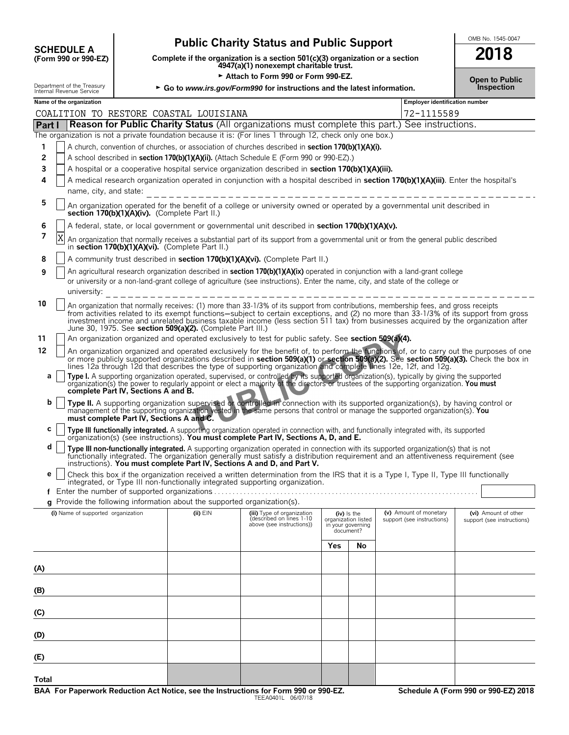**SCHEDULE A**
**(Form 990 or 990-EZ)**

Department of the Treasury
Internal Revenue Service

# Public Charity Status and Public Support

**Complete if the organization is a section 501(c)(3) organization or a section 4947(a)(1) nonexempt charitable trust.**

► **Attach to Form 990 or Form 990-EZ.**

► **Go to *www.irs.gov/Form990* for instructions and the latest information.**

OMB No. 1545-0047

**2018**

**Open to Public Inspection**

**Name of the organization**
COALITION TO RESTORE COASTAL LOUISIANA

**Employer identification number**
72-1115589

## Part I — Reason for Public Charity Status (All organizations must complete this part.) See instructions.

The organization is not a private foundation because it is: (For lines 1 through 12, check only one box.)

1 [ ] A church, convention of churches, or association of churches described in **section 170(b)(1)(A)(i).**

2 [ ] A school described in **section 170(b)(1)(A)(ii).** (Attach Schedule E (Form 990 or 990-EZ).)

3 [ ] A hospital or a cooperative hospital service organization described in **section 170(b)(1)(A)(iii).**

4 [ ] A medical research organization operated in conjunction with a hospital described in **section 170(b)(1)(A)(iii)**. Enter the hospital's name, city, and state:

5 [ ] An organization operated for the benefit of a college or university owned or operated by a governmental unit described in **section 170(b)(1)(A)(iv).** (Complete Part II.)

6 [ ] A federal, state, or local government or governmental unit described in **section 170(b)(1)(A)(v).**

7 [X] An organization that normally receives a substantial part of its support from a governmental unit or from the general public described in **section 170(b)(1)(A)(vi).** (Complete Part II.)

8 [ ] A community trust described in **section 170(b)(1)(A)(vi).** (Complete Part II.)

9 [ ] An agricultural research organization described in **section 170(b)(1)(A)(ix)** operated in conjunction with a land-grant college or university or a non-land-grant college of agriculture (see instructions). Enter the name, city, and state of the college or university:

10 [ ] An organization that normally receives: (1) more than 33-1/3% of its support from contributions, membership fees, and gross receipts from activities related to its exempt functions—subject to certain exceptions, and (2) no more than 33-1/3% of its support from gross investment income and unrelated business taxable income (less section 511 tax) from businesses acquired by the organization after June 30, 1975. See **section 509(a)(2).** (Complete Part III.)

11 [ ] An organization organized and operated exclusively to test for public safety. See **section 509(a)(4).**

12 [ ] An organization organized and operated exclusively for the benefit of, to perform the functions of, or to carry out the purposes of one or more publicly supported organizations described in **section 509(a)(1)** or **section 509(a)(2).** See **section 509(a)(3).** Check the box in lines 12a through 12d that describes the type of supporting organization and complete lines 12e, 12f, and 12g.

**a** [ ] **Type I.** A supporting organization operated, supervised, or controlled by its supported organization(s), typically by giving the supported organization(s) the power to regularly appoint or elect a majority of the directors or trustees of the supporting organization. **You must complete Part IV, Sections A and B.**

**b** [ ] **Type II.** A supporting organization supervised or controlled in connection with its supported organization(s), by having control or management of the supporting organization vested in the same persons that control or manage the supported organization(s). **You must complete Part IV, Sections A and C.**

**c** [ ] **Type III functionally integrated.** A supporting organization operated in connection with, and functionally integrated with, its supported organization(s) (see instructions). **You must complete Part IV, Sections A, D, and E.**

**d** [ ] **Type III non-functionally integrated.** A supporting organization operated in connection with its supported organization(s) that is not functionally integrated. The organization generally must satisfy a distribution requirement and an attentiveness requirement (see instructions). **You must complete Part IV, Sections A and D, and Part V.**

**e** [ ] Check this box if the organization received a written determination from the IRS that it is a Type I, Type II, Type III functionally integrated, or Type III non-functionally integrated supporting organization.

**f** Enter the number of supported organizations

**g** Provide the following information about the supported organization(s).

| (i) Name of supported organization | (ii) EIN | (iii) Type of organization (described on lines 1-10 above (see instructions)) | (iv) Is the organization listed in your governing document? | | (v) Amount of monetary support (see instructions) | (vi) Amount of other support (see instructions) |
|---|---|---|---|---|---|---|
| | | | Yes | No | | |
| (A) | | | | | | |
| (B) | | | | | | |
| (C) | | | | | | |
| (D) | | | | | | |
| (E) | | | | | | |
| Total | | | | | | |

**BAA For Paperwork Reduction Act Notice, see the Instructions for Form 990 or 990-EZ.** TEEA0401L 06/07/18 **Schedule A (Form 990 or 990-EZ) 2018**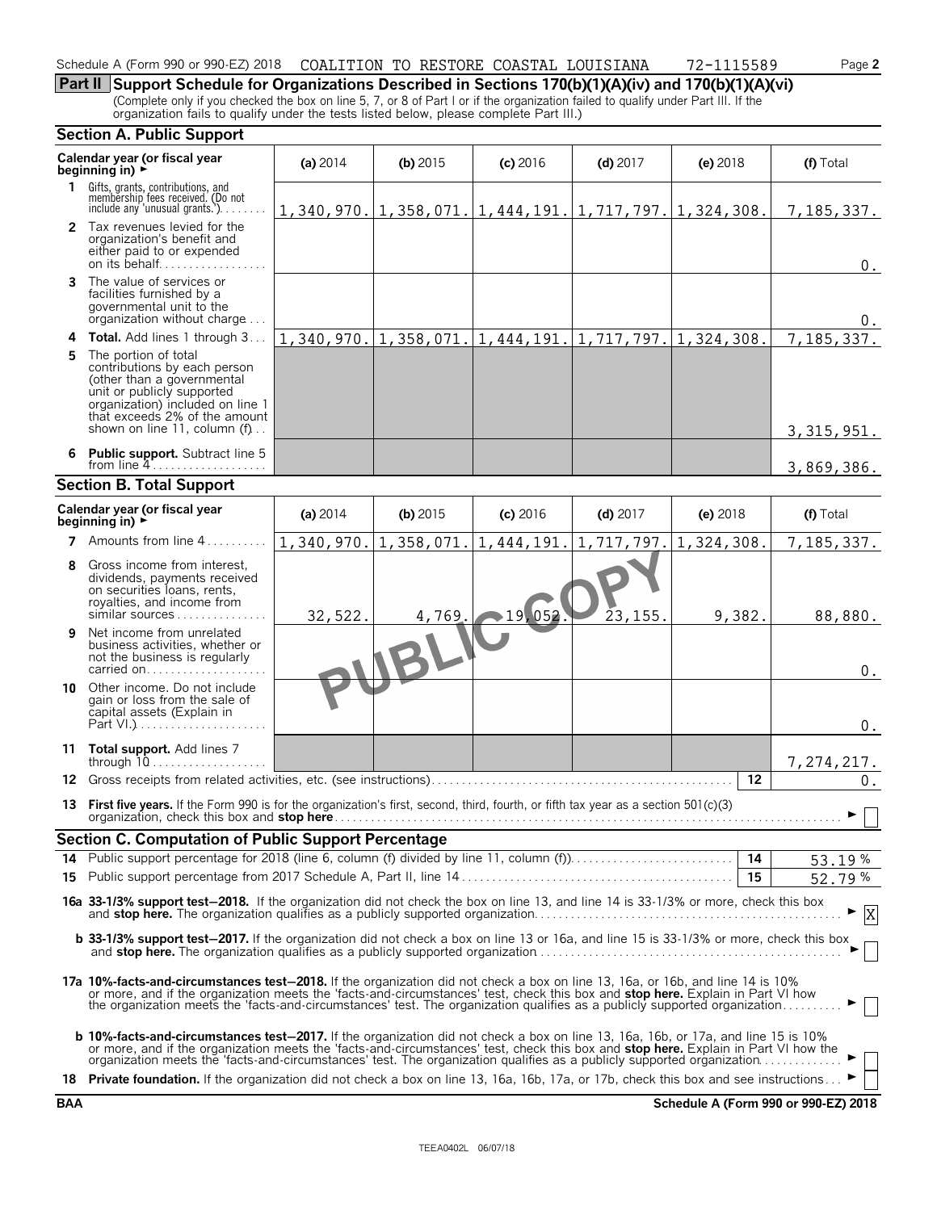Schedule A (Form 990 or 990-EZ) 2018 COALITION TO RESTORE COASTAL LOUISIANA 72-1115589

## Part II Support Schedule for Organizations Described in Sections 170(b)(1)(A)(iv) and 170(b)(1)(A)(vi)

(Complete only if you checked the box on line 5, 7, or 8 of Part I or if the organization failed to qualify under Part III. If the organization fails to qualify under the tests listed below, please complete Part III.)

### Section A. Public Support

| Calendar year (or fiscal year beginning in) ► | (a) 2014 | (b) 2015 | (c) 2016 | (d) 2017 | (e) 2018 | (f) Total |
|---|---|---|---|---|---|---|
| 1 Gifts, grants, contributions, and membership fees received. (Do not include any 'unusual grants.') | 1,340,970. | 1,358,071. | 1,444,191. | 1,717,797. | 1,324,308. | 7,185,337. |
| 2 Tax revenues levied for the organization's benefit and either paid to or expended on its behalf | | | | | | 0. |
| 3 The value of services or facilities furnished by a governmental unit to the organization without charge | | | | | | 0. |
| 4 **Total.** Add lines 1 through 3 | 1,340,970. | 1,358,071. | 1,444,191. | 1,717,797. | 1,324,308. | 7,185,337. |
| 5 The portion of total contributions by each person (other than a governmental unit or publicly supported organization) included on line 1 that exceeds 2% of the amount shown on line 11, column (f) | | | | | | 3,315,951. |
| 6 **Public support.** Subtract line 5 from line 4 | | | | | | 3,869,386. |

### Section B. Total Support

| Calendar year (or fiscal year beginning in) ► | (a) 2014 | (b) 2015 | (c) 2016 | (d) 2017 | (e) 2018 | (f) Total |
|---|---|---|---|---|---|---|
| 7 Amounts from line 4 | 1,340,970. | 1,358,071. | 1,444,191. | 1,717,797. | 1,324,308. | 7,185,337. |
| 8 Gross income from interest, dividends, payments received on securities loans, rents, royalties, and income from similar sources | 32,522. | 4,769. | 19,052. | 23,155. | 9,382. | 88,880. |
| 9 Net income from unrelated business activities, whether or not the business is regularly carried on | | | | | | 0. |
| 10 Other income. Do not include gain or loss from the sale of capital assets (Explain in Part VI.) | | | | | | 0. |
| 11 **Total support.** Add lines 7 through 10 | | | | | | 7,274,217. |

12 Gross receipts from related activities, etc. (see instructions) — 12 — 0.

13 **First five years.** If the Form 990 is for the organization's first, second, third, fourth, or fifth tax year as a section 501(c)(3) organization, check this box and **stop here** ► [ ]

### Section C. Computation of Public Support Percentage

14 Public support percentage for 2018 (line 6, column (f) divided by line 11, column (f)) — 14 — 53.19 %

15 Public support percentage from 2017 Schedule A, Part II, line 14 — 15 — 52.79 %

**16a 33-1/3% support test–2018.** If the organization did not check the box on line 13, and line 14 is 33-1/3% or more, check this box and **stop here.** The organization qualifies as a publicly supported organization ► [X]

**b 33-1/3% support test–2017.** If the organization did not check a box on line 13 or 16a, and line 15 is 33-1/3% or more, check this box and **stop here.** The organization qualifies as a publicly supported organization ► [ ]

**17a 10%-facts-and-circumstances test–2018.** If the organization did not check a box on line 13, 16a, or 16b, and line 14 is 10% or more, and if the organization meets the 'facts-and-circumstances' test, check this box and **stop here.** Explain in Part VI how the organization meets the 'facts-and-circumstances' test. The organization qualifies as a publicly supported organization ► [ ]

**b 10%-facts-and-circumstances test–2017.** If the organization did not check a box on line 13, 16a, 16b, or 17a, and line 15 is 10% or more, and if the organization meets the 'facts-and-circumstances' test, check this box and **stop here.** Explain in Part VI how the organization meets the 'facts-and-circumstances' test. The organization qualifies as a publicly supported organization ► [ ]

**18 Private foundation.** If the organization did not check a box on line 13, 16a, 16b, 17a, or 17b, check this box and see instructions ► [ ]

BAA Schedule A (Form 990 or 990-EZ) 2018

TEEA0402L 06/07/18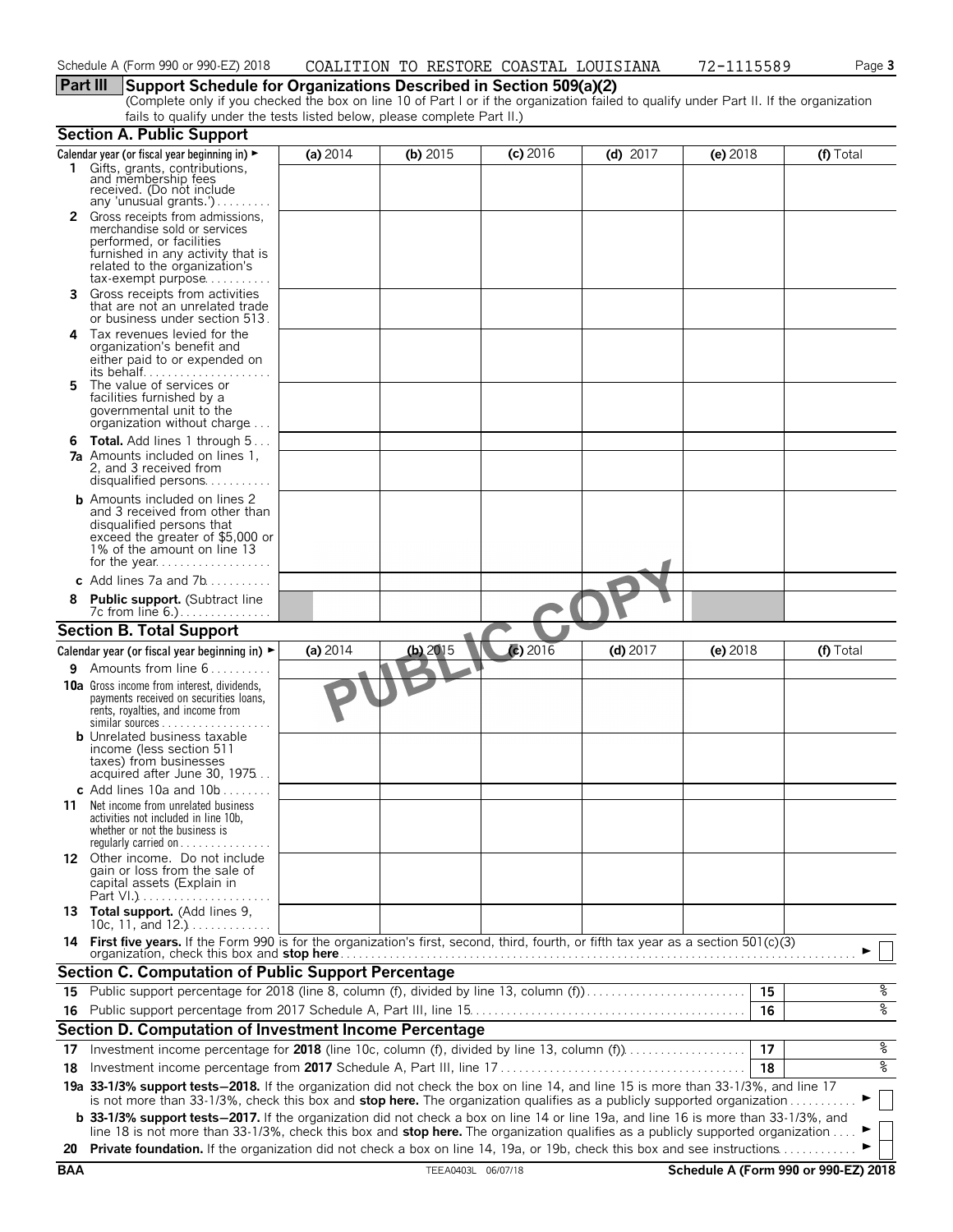Schedule A (Form 990 or 990-EZ) 2018 COALITION TO RESTORE COASTAL LOUISIANA 72-1115589

## Part III Support Schedule for Organizations Described in Section 509(a)(2)

(Complete only if you checked the box on line 10 of Part I or if the organization failed to qualify under Part II. If the organization fails to qualify under the tests listed below, please complete Part II.)

### Section A. Public Support

| Calendar year (or fiscal year beginning in) ► | (a) 2014 | (b) 2015 | (c) 2016 | (d) 2017 | (e) 2018 | (f) Total |
|---|---|---|---|---|---|---|
| **1** Gifts, grants, contributions, and membership fees received. (Do not include any 'unusual grants.') | | | | | | |
| **2** Gross receipts from admissions, merchandise sold or services performed, or facilities furnished in any activity that is related to the organization's tax-exempt purpose | | | | | | |
| **3** Gross receipts from activities that are not an unrelated trade or business under section 513 | | | | | | |
| **4** Tax revenues levied for the organization's benefit and either paid to or expended on its behalf | | | | | | |
| **5** The value of services or facilities furnished by a governmental unit to the organization without charge | | | | | | |
| **6 Total.** Add lines 1 through 5 | | | | | | |
| **7a** Amounts included on lines 1, 2, and 3 received from disqualified persons | | | | | | |
| **b** Amounts included on lines 2 and 3 received from other than disqualified persons that exceed the greater of $5,000 or 1% of the amount on line 13 for the year | | | | | | |
| **c** Add lines 7a and 7b | | | | | | |
| **8 Public support.** (Subtract line 7c from line 6.) | | | | | | |

### Section B. Total Support

| Calendar year (or fiscal year beginning in) ► | (a) 2014 | (b) 2015 | (c) 2016 | (d) 2017 | (e) 2018 | (f) Total |
|---|---|---|---|---|---|---|
| **9** Amounts from line 6 | | | | | | |
| **10a** Gross income from interest, dividends, payments received on securities loans, rents, royalties, and income from similar sources | | | | | | |
| **b** Unrelated business taxable income (less section 511 taxes) from businesses acquired after June 30, 1975 | | | | | | |
| **c** Add lines 10a and 10b | | | | | | |
| **11** Net income from unrelated business activities not included in line 10b, whether or not the business is regularly carried on | | | | | | |
| **12** Other income. Do not include gain or loss from the sale of capital assets (Explain in Part VI.) | | | | | | |
| **13 Total support.** (Add lines 9, 10c, 11, and 12.) | | | | | | |

**14 First five years.** If the Form 990 is for the organization's first, second, third, fourth, or fifth tax year as a section 501(c)(3) organization, check this box and **stop here** ► ☐

### Section C. Computation of Public Support Percentage

| | | | |
|---|---|---|---|
| **15** | Public support percentage for 2018 (line 8, column (f), divided by line 13, column (f)) | 15 | % |
| **16** | Public support percentage from 2017 Schedule A, Part III, line 15 | 16 | % |

### Section D. Computation of Investment Income Percentage

| | | | |
|---|---|---|---|
| **17** | Investment income percentage for **2018** (line 10c, column (f), divided by line 13, column (f)) | 17 | % |
| **18** | Investment income percentage from **2017** Schedule A, Part III, line 17 | 18 | % |

**19a 33-1/3% support tests—2018.** If the organization did not check the box on line 14, and line 15 is more than 33-1/3%, and line 17 is not more than 33-1/3%, check this box and **stop here.** The organization qualifies as a publicly supported organization ► ☐

**b 33-1/3% support tests—2017.** If the organization did not check a box on line 14 or line 19a, and line 16 is more than 33-1/3%, and line 18 is not more than 33-1/3%, check this box and **stop here.** The organization qualifies as a publicly supported organization ► ☐

**20 Private foundation.** If the organization did not check a box on line 14, 19a, or 19b, check this box and see instructions ► ☐

BAA TEEA0403L 06/07/18 Schedule A (Form 990 or 990-EZ) 2018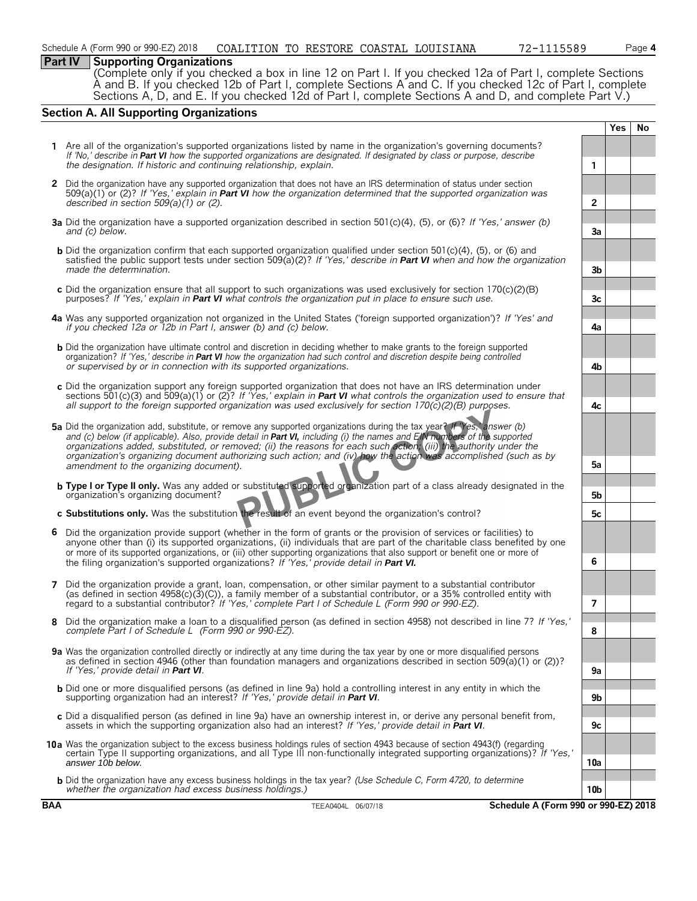Schedule A (Form 990 or 990-EZ) 2018 COALITION TO RESTORE COASTAL LOUISIANA 72-1115589

## Part IV Supporting Organizations

(Complete only if you checked a box in line 12 on Part I. If you checked 12a of Part I, complete Sections A and B. If you checked 12b of Part I, complete Sections A and C. If you checked 12c of Part I, complete Sections A, D, and E. If you checked 12d of Part I, complete Sections A and D, and complete Part V.)

### Section A. All Supporting Organizations

| | | | Yes | No |
|---|---|---|---|---|
| **1** | Are all of the organization's supported organizations listed by name in the organization's governing documents? *If 'No,' describe in* ***Part VI*** *how the supported organizations are designated. If designated by class or purpose, describe the designation. If historic and continuing relationship, explain.* | 1 | | |
| **2** | Did the organization have any supported organization that does not have an IRS determination of status under section 509(a)(1) or (2)? *If 'Yes,' explain in* ***Part VI*** *how the organization determined that the supported organization was described in section 509(a)(1) or (2).* | 2 | | |
| **3a** | Did the organization have a supported organization described in section 501(c)(4), (5), or (6)? *If 'Yes,' answer (b) and (c) below.* | 3a | | |
| **b** | Did the organization confirm that each supported organization qualified under section 501(c)(4), (5), or (6) and satisfied the public support tests under section 509(a)(2)? *If 'Yes,' describe in* ***Part VI*** *when and how the organization made the determination.* | 3b | | |
| **c** | Did the organization ensure that all support to such organizations was used exclusively for section 170(c)(2)(B) purposes? *If 'Yes,' explain in* ***Part VI*** *what controls the organization put in place to ensure such use.* | 3c | | |
| **4a** | Was any supported organization not organized in the United States ('foreign supported organization')? *If 'Yes' and if you checked 12a or 12b in Part I, answer (b) and (c) below.* | 4a | | |
| **b** | Did the organization have ultimate control and discretion in deciding whether to make grants to the foreign supported organization? *If 'Yes,' describe in* ***Part VI*** *how the organization had such control and discretion despite being controlled or supervised by or in connection with its supported organizations.* | 4b | | |
| **c** | Did the organization support any foreign supported organization that does not have an IRS determination under sections 501(c)(3) and 509(a)(1) or (2)? *If 'Yes,' explain in* ***Part VI*** *what controls the organization used to ensure that all support to the foreign supported organization was used exclusively for section 170(c)(2)(B) purposes.* | 4c | | |
| **5a** | Did the organization add, substitute, or remove any supported organizations during the tax year? *If 'Yes,' answer (b) and (c) below (if applicable). Also, provide detail in* ***Part VI,*** *including (i) the names and EIN numbers of the supported organizations added, substituted, or removed; (ii) the reasons for each such action; (iii) the authority under the organization's organizing document authorizing such action; and (iv) how the action was accomplished (such as by amendment to the organizing document).* | 5a | | |
| **b** | **Type I or Type II only.** Was any added or substituted supported organization part of a class already designated in the organization's organizing document? | 5b | | |
| **c** | **Substitutions only.** Was the substitution the result of an event beyond the organization's control? | 5c | | |
| **6** | Did the organization provide support (whether in the form of grants or the provision of services or facilities) to anyone other than (i) its supported organizations, (ii) individuals that are part of the charitable class benefited by one or more of its supported organizations, or (iii) other supporting organizations that also support or benefit one or more of the filing organization's supported organizations? *If 'Yes,' provide detail in* ***Part VI.*** | 6 | | |
| **7** | Did the organization provide a grant, loan, compensation, or other similar payment to a substantial contributor (as defined in section 4958(c)(3)(C)), a family member of a substantial contributor, or a 35% controlled entity with regard to a substantial contributor? *If 'Yes,' complete Part I of Schedule L (Form 990 or 990-EZ).* | 7 | | |
| **8** | Did the organization make a loan to a disqualified person (as defined in section 4958) not described in line 7? *If 'Yes,' complete Part I of Schedule L (Form 990 or 990-EZ).* | 8 | | |
| **9a** | Was the organization controlled directly or indirectly at any time during the tax year by one or more disqualified persons as defined in section 4946 (other than foundation managers and organizations described in section 509(a)(1) or (2))? *If 'Yes,' provide detail in* ***Part VI.*** | 9a | | |
| **b** | Did one or more disqualified persons (as defined in line 9a) hold a controlling interest in any entity in which the supporting organization had an interest? *If 'Yes,' provide detail in* ***Part VI.*** | 9b | | |
| **c** | Did a disqualified person (as defined in line 9a) have an ownership interest in, or derive any personal benefit from, assets in which the supporting organization also had an interest? *If 'Yes,' provide detail in* ***Part VI.*** | 9c | | |
| **10a** | Was the organization subject to the excess business holdings rules of section 4943 because of section 4943(f) (regarding certain Type II supporting organizations, and all Type III non-functionally integrated supporting organizations)? *If 'Yes,' answer 10b below.* | 10a | | |
| **b** | Did the organization have any excess business holdings in the tax year? *(Use Schedule C, Form 4720, to determine whether the organization had excess business holdings.)* | 10b | | |

BAA TEEA0404L 06/07/18 Schedule A (Form 990 or 990-EZ) 2018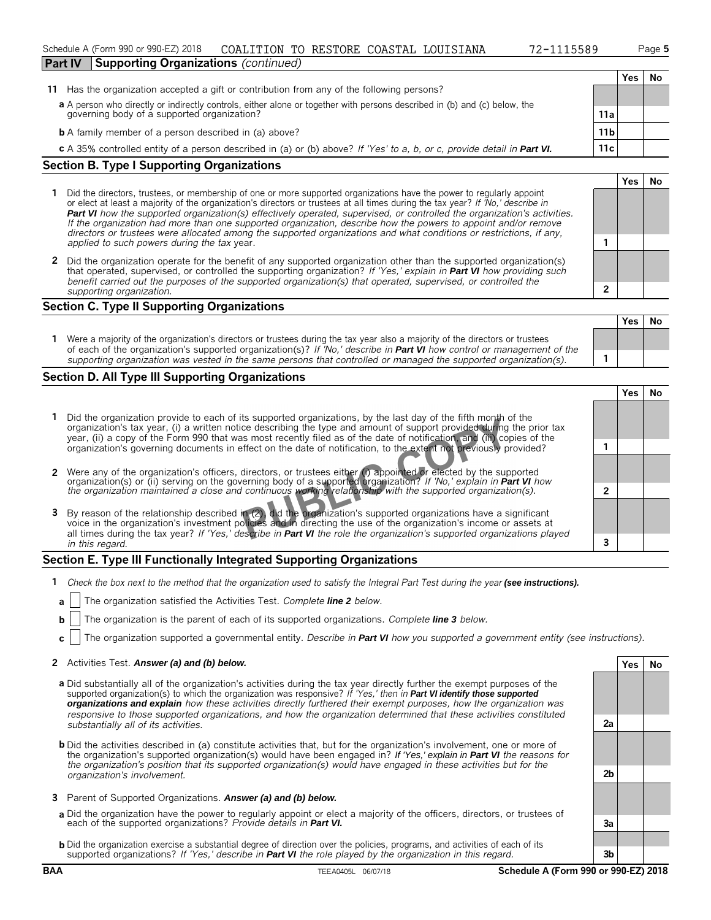Schedule A (Form 990 or 990-EZ) 2018 COALITION TO RESTORE COASTAL LOUISIANA 72-1115589

## Part IV Supporting Organizations *(continued)*

| | | | Yes | No |
|---|---|---|---|---|
| **11** | Has the organization accepted a gift or contribution from any of the following persons? | | | |
| **a** | A person who directly or indirectly controls, either alone or together with persons described in (b) and (c) below, the governing body of a supported organization? | 11a | | |
| **b** | A family member of a person described in (a) above? | 11b | | |
| **c** | A 35% controlled entity of a person described in (a) or (b) above? *If 'Yes' to a, b, or c, provide detail in* ***Part VI.*** | 11c | | |

### Section B. Type I Supporting Organizations

| | | | Yes | No |
|---|---|---|---|---|
| **1** | Did the directors, trustees, or membership of one or more supported organizations have the power to regularly appoint or elect at least a majority of the organization's directors or trustees at all times during the tax year? *If 'No,' describe in* ***Part VI*** *how the supported organization(s) effectively operated, supervised, or controlled the organization's activities. If the organization had more than one supported organization, describe how the powers to appoint and/or remove directors or trustees were allocated among the supported organizations and what conditions or restrictions, if any, applied to such powers during the tax* year. | 1 | | |
| **2** | Did the organization operate for the benefit of any supported organization other than the supported organization(s) that operated, supervised, or controlled the supporting organization? *If 'Yes,' explain in* ***Part VI*** *how providing such benefit carried out the purposes of the supported organization(s) that operated, supervised, or controlled the supporting organization.* | 2 | | |

### Section C. Type II Supporting Organizations

| | | | Yes | No |
|---|---|---|---|---|
| **1** | Were a majority of the organization's directors or trustees during the tax year also a majority of the directors or trustees of each of the organization's supported organization(s)? *If 'No,' describe in* ***Part VI*** *how control or management of the supporting organization was vested in the same persons that controlled or managed the supported organization(s).* | 1 | | |

### Section D. All Type III Supporting Organizations

| | | | Yes | No |
|---|---|---|---|---|
| **1** | Did the organization provide to each of its supported organizations, by the last day of the fifth month of the organization's tax year, (i) a written notice describing the type and amount of support provided during the prior tax year, (ii) a copy of the Form 990 that was most recently filed as of the date of notification, and (iii) copies of the organization's governing documents in effect on the date of notification, to the extent not previously provided? | 1 | | |
| **2** | Were any of the organization's officers, directors, or trustees either (i) appointed or elected by the supported organization(s) or (ii) serving on the governing body of a supported organization? *If 'No,' explain in* ***Part VI*** *how the organization maintained a close and continuous working relationship with the supported organization(s).* | 2 | | |
| **3** | By reason of the relationship described in (2), did the organization's supported organizations have a significant voice in the organization's investment policies and in directing the use of the organization's income or assets at all times during the tax year? *If 'Yes,' describe in* ***Part VI*** *the role the organization's supported organizations played in this regard.* | 3 | | |

### Section E. Type III Functionally Integrated Supporting Organizations

**1** *Check the box next to the method that the organization used to satisfy the Integral Part Test during the year* ***(see instructions).***

**a** ☐ The organization satisfied the Activities Test. *Complete* ***line 2*** *below.*

**b** ☐ The organization is the parent of each of its supported organizations. *Complete* ***line 3*** *below.*

**c** ☐ The organization supported a governmental entity. *Describe in* ***Part VI*** *how you supported a government entity (see instructions).*

| | | | Yes | No |
|---|---|---|---|---|
| **2** | Activities Test. ***Answer (a) and (b) below.*** | | | |
| **a** | Did substantially all of the organization's activities during the tax year directly further the exempt purposes of the supported organization(s) to which the organization was responsive? *If 'Yes,' then in* ***Part VI identify those supported organizations and explain*** *how these activities directly furthered their exempt purposes, how the organization was responsive to those supported organizations, and how the organization determined that these activities constituted substantially all of its activities.* | 2a | | |
| **b** | Did the activities described in (a) constitute activities that, but for the organization's involvement, one or more of the organization's supported organization(s) would have been engaged in? ***If 'Yes,' explain in Part VI*** *the reasons for the organization's position that its supported organization(s) would have engaged in these activities but for the organization's involvement.* | 2b | | |
| **3** | Parent of Supported Organizations. ***Answer (a) and (b) below.*** | | | |
| **a** | Did the organization have the power to regularly appoint or elect a majority of the officers, directors, or trustees of each of the supported organizations? *Provide details in* ***Part VI.*** | 3a | | |
| **b** | Did the organization exercise a substantial degree of direction over the policies, programs, and activities of each of its supported organizations? *If 'Yes,' describe in* ***Part VI*** *the role played by the organization in this regard.* | 3b | | |

PUBLIC COPY

BAA TEEA0405L 06/07/18 Schedule A (Form 990 or 990-EZ) 2018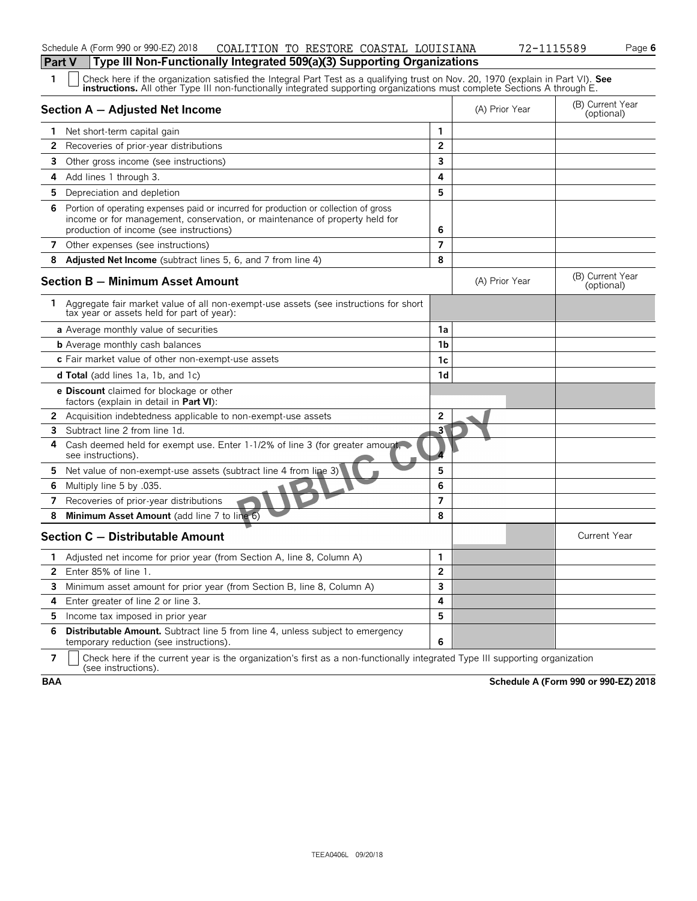Schedule A (Form 990 or 990-EZ) 2018 COALITION TO RESTORE COASTAL LOUISIANA 72-1115589

## Part V Type III Non-Functionally Integrated 509(a)(3) Supporting Organizations

**1** ☐ Check here if the organization satisfied the Integral Part Test as a qualifying trust on Nov. 20, 1970 (explain in Part VI). **See instructions.** All other Type III non-functionally integrated supporting organizations must complete Sections A through E.

| **Section A — Adjusted Net Income** | | (A) Prior Year | (B) Current Year (optional) |
|---|---|---|---|
| **1** Net short-term capital gain | 1 | | |
| **2** Recoveries of prior-year distributions | 2 | | |
| **3** Other gross income (see instructions) | 3 | | |
| **4** Add lines 1 through 3. | 4 | | |
| **5** Depreciation and depletion | 5 | | |
| **6** Portion of operating expenses paid or incurred for production or collection of gross income or for management, conservation, or maintenance of property held for production of income (see instructions) | 6 | | |
| **7** Other expenses (see instructions) | 7 | | |
| **8** **Adjusted Net Income** (subtract lines 5, 6, and 7 from line 4) | 8 | | |

| **Section B — Minimum Asset Amount** | | (A) Prior Year | (B) Current Year (optional) |
|---|---|---|---|
| **1** Aggregate fair market value of all non-exempt-use assets (see instructions for short tax year or assets held for part of year): | | | |
| **a** Average monthly value of securities | 1a | | |
| **b** Average monthly cash balances | 1b | | |
| **c** Fair market value of other non-exempt-use assets | 1c | | |
| **d Total** (add lines 1a, 1b, and 1c) | 1d | | |
| **e Discount** claimed for blockage or other factors (explain in detail in **Part VI**): | | | |
| **2** Acquisition indebtedness applicable to non-exempt-use assets | 2 | | |
| **3** Subtract line 2 from line 1d. | 3 | | |
| **4** Cash deemed held for exempt use. Enter 1-1/2% of line 3 (for greater amount, see instructions). | 4 | | |
| **5** Net value of non-exempt-use assets (subtract line 4 from line 3) | 5 | | |
| **6** Multiply line 5 by .035. | 6 | | |
| **7** Recoveries of prior-year distributions | 7 | | |
| **8** **Minimum Asset Amount** (add line 7 to line 6) | 8 | | |

| **Section C — Distributable Amount** | | | Current Year |
|---|---|---|---|
| **1** Adjusted net income for prior year (from Section A, line 8, Column A) | 1 | | |
| **2** Enter 85% of line 1. | 2 | | |
| **3** Minimum asset amount for prior year (from Section B, line 8, Column A) | 3 | | |
| **4** Enter greater of line 2 or line 3. | 4 | | |
| **5** Income tax imposed in prior year | 5 | | |
| **6** **Distributable Amount.** Subtract line 5 from line 4, unless subject to emergency temporary reduction (see instructions). | 6 | | |

**7** ☐ Check here if the current year is the organization's first as a non-functionally integrated Type III supporting organization (see instructions).

BAA **Schedule A (Form 990 or 990-EZ) 2018**

TEEA0406L 09/20/18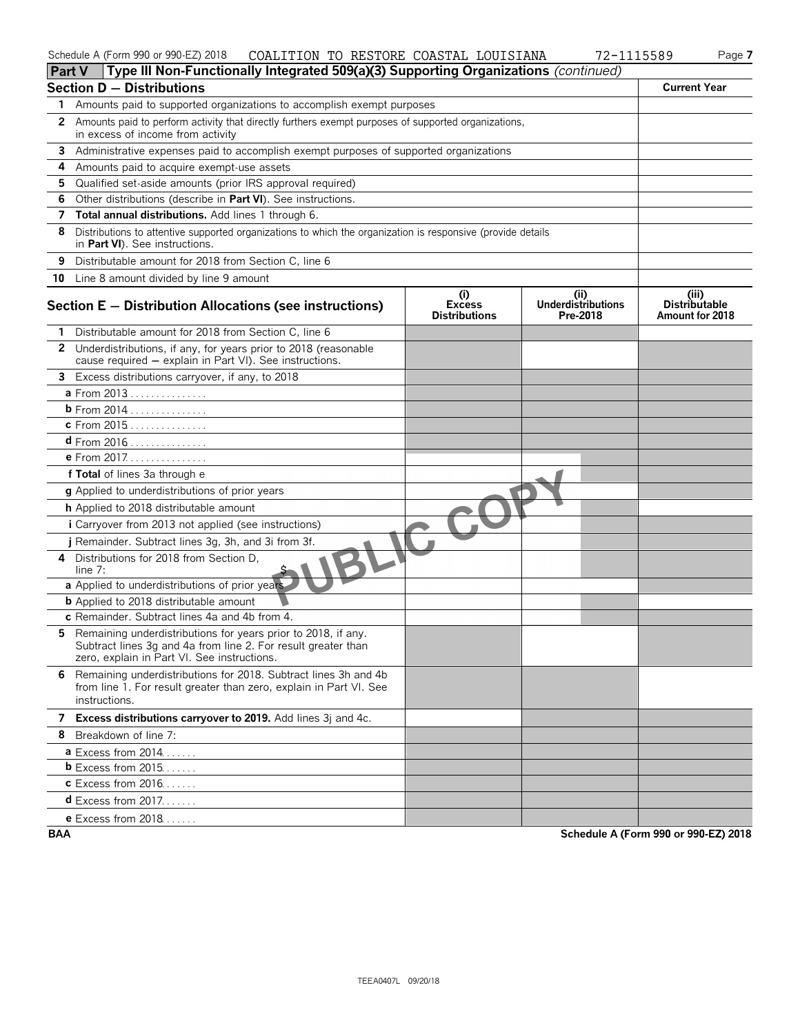Schedule A (Form 990 or 990-EZ) 2018 COALITION TO RESTORE COASTAL LOUISIANA 72-1115589

## Part V Type III Non-Functionally Integrated 509(a)(3) Supporting Organizations *(continued)*

| Section D — Distributions | Current Year |
|---|---|
| **1** Amounts paid to supported organizations to accomplish exempt purposes | |
| **2** Amounts paid to perform activity that directly furthers exempt purposes of supported organizations, in excess of income from activity | |
| **3** Administrative expenses paid to accomplish exempt purposes of supported organizations | |
| **4** Amounts paid to acquire exempt-use assets | |
| **5** Qualified set-aside amounts (prior IRS approval required) | |
| **6** Other distributions (describe in **Part VI**). See instructions. | |
| **7 Total annual distributions.** Add lines 1 through 6. | |
| **8** Distributions to attentive supported organizations to which the organization is responsive (provide details in **Part VI**). See instructions. | |
| **9** Distributable amount for 2018 from Section C, line 6 | |
| **10** Line 8 amount divided by line 9 amount | |

| Section E — Distribution Allocations (see instructions) | (i) Excess Distributions | (ii) Underdistributions Pre-2018 | (iii) Distributable Amount for 2018 |
|---|---|---|---|
| **1** Distributable amount for 2018 from Section C, line 6 | | | |
| **2** Underdistributions, if any, for years prior to 2018 (reasonable cause required — explain in Part VI). See instructions. | | | |
| **3** Excess distributions carryover, if any, to 2018 | | | |
| **a** From 2013 | | | |
| **b** From 2014 | | | |
| **c** From 2015 | | | |
| **d** From 2016 | | | |
| **e** From 2017 | | | |
| **f Total** of lines 3a through e | | | |
| **g** Applied to underdistributions of prior years | | | |
| **h** Applied to 2018 distributable amount | | | |
| **i** Carryover from 2013 not applied (see instructions) | | | |
| **j** Remainder. Subtract lines 3g, 3h, and 3i from 3f. | | | |
| **4** Distributions for 2018 from Section D, line 7: $ | | | |
| **a** Applied to underdistributions of prior years | | | |
| **b** Applied to 2018 distributable amount | | | |
| **c** Remainder. Subtract lines 4a and 4b from 4. | | | |
| **5** Remaining underdistributions for years prior to 2018, if any. Subtract lines 3g and 4a from line 2. For result greater than zero, explain in Part VI. See instructions. | | | |
| **6** Remaining underdistributions for 2018. Subtract lines 3h and 4b from line 1. For result greater than zero, explain in Part VI. See instructions. | | | |
| **7 Excess distributions carryover to 2019.** Add lines 3j and 4c. | | | |
| **8** Breakdown of line 7: | | | |
| **a** Excess from 2014 | | | |
| **b** Excess from 2015 | | | |
| **c** Excess from 2016 | | | |
| **d** Excess from 2017 | | | |
| **e** Excess from 2018 | | | |

PUBLIC COPY

BAA Schedule A (Form 990 or 990-EZ) 2018

TEEA0407L 09/20/18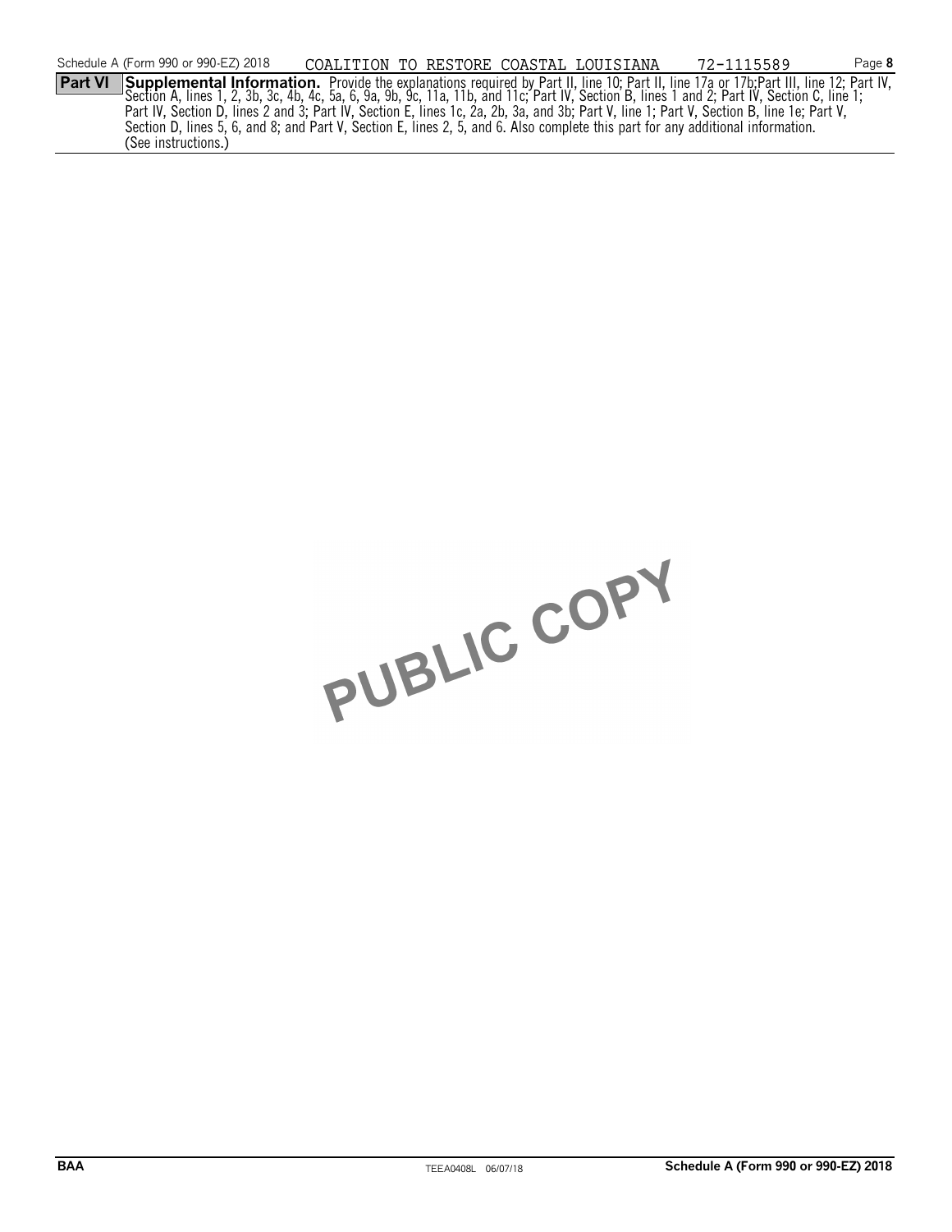**Part VI Supplemental Information.** Provide the explanations required by Part II, line 10; Part II, line 17a or 17b;Part III, line 12; Part IV, Section A, lines 1, 2, 3b, 3c, 4b, 4c, 5a, 6, 9a, 9b, 9c, 11a, 11b, and 11c; Part IV, Section B, lines 1 and 2; Part IV, Section C, line 1; Part IV, Section D, lines 2 and 3; Part IV, Section E, lines 1c, 2a, 2b, 3a, and 3b; Part V, line 1; Part V, Section B, line 1e; Part V, Section D, lines 5, 6, and 8; and Part V, Section E, lines 2, 5, and 6. Also complete this part for any additional information. (See instructions.)

PUBLIC COPY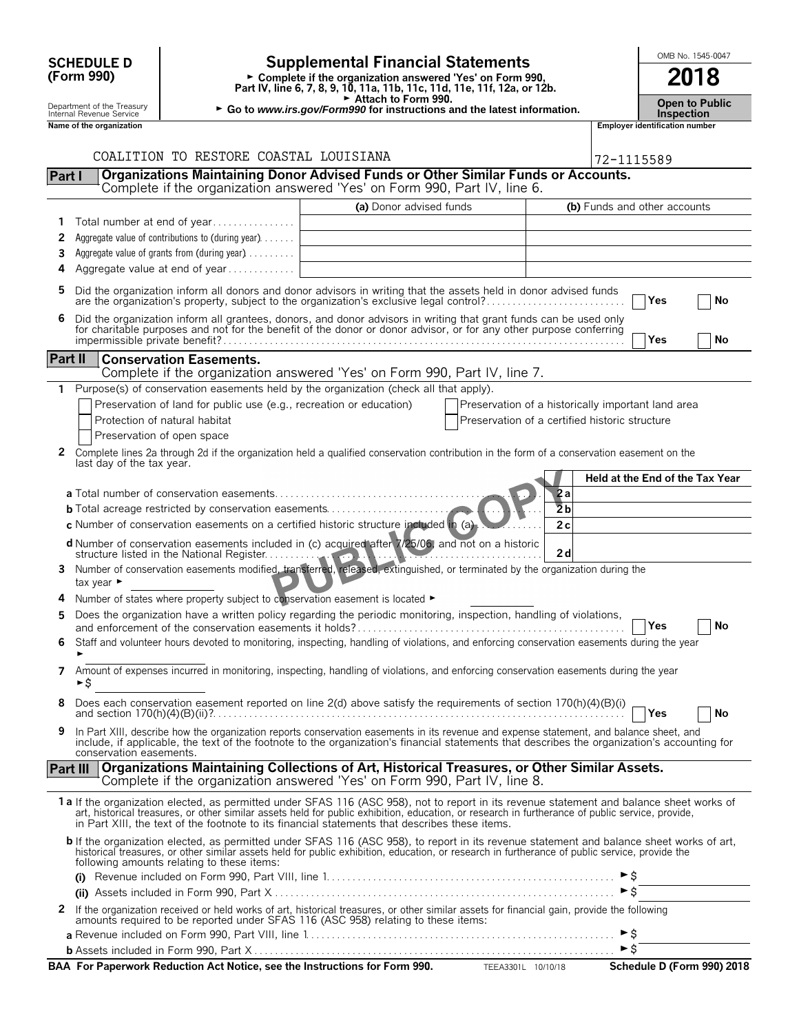**SCHEDULE D (Form 990)**

Department of the Treasury
Internal Revenue Service

# Supplemental Financial Statements

► Complete if the organization answered 'Yes' on Form 990, Part IV, line 6, 7, 8, 9, 10, 11a, 11b, 11c, 11d, 11e, 11f, 12a, or 12b.
► Attach to Form 990.
► Go to *www.irs.gov/Form990* for instructions and the latest information.

OMB No. 1545-0047

**2018**

**Open to Public Inspection**

**Name of the organization**

COALITION TO RESTORE COASTAL LOUISIANA

**Employer identification number**

72-1115589

## Part I — Organizations Maintaining Donor Advised Funds or Other Similar Funds or Accounts.
Complete if the organization answered 'Yes' on Form 990, Part IV, line 6.

| | | (a) Donor advised funds | (b) Funds and other accounts |
|---|---|---|---|
| 1 | Total number at end of year | | |
| 2 | Aggregate value of contributions to (during year) | | |
| 3 | Aggregate value of grants from (during year) | | |
| 4 | Aggregate value at end of year | | |

5 Did the organization inform all donors and donor advisors in writing that the assets held in donor advised funds are the organization's property, subject to the organization's exclusive legal control? ☐ Yes ☐ No

6 Did the organization inform all grantees, donors, and donor advisors in writing that grant funds can be used only for charitable purposes and not for the benefit of the donor or donor advisor, or for any other purpose conferring impermissible private benefit? ☐ Yes ☐ No

## Part II — Conservation Easements.
Complete if the organization answered 'Yes' on Form 990, Part IV, line 7.

1 Purpose(s) of conservation easements held by the organization (check all that apply).

☐ Preservation of land for public use (e.g., recreation or education)
☐ Protection of natural habitat
☐ Preservation of open space
☐ Preservation of a historically important land area
☐ Preservation of a certified historic structure

2 Complete lines 2a through 2d if the organization held a qualified conservation contribution in the form of a conservation easement on the last day of the tax year.

| | | Held at the End of the Tax Year |
|---|---|---|
| **a** Total number of conservation easements | 2a | |
| **b** Total acreage restricted by conservation easements | 2b | |
| **c** Number of conservation easements on a certified historic structure included in (a) | 2c | |
| **d** Number of conservation easements included in (c) acquired after 7/25/06, and not on a historic structure listed in the National Register | 2d | |

3 Number of conservation easements modified, transferred, released, extinguished, or terminated by the organization during the tax year ►

4 Number of states where property subject to conservation easement is located ►

5 Does the organization have a written policy regarding the periodic monitoring, inspection, handling of violations, and enforcement of the conservation easements it holds? ☐ Yes ☐ No

6 Staff and volunteer hours devoted to monitoring, inspecting, handling of violations, and enforcing conservation easements during the year ►

7 Amount of expenses incurred in monitoring, inspecting, handling of violations, and enforcing conservation easements during the year ►$

8 Does each conservation easement reported on line 2(d) above satisfy the requirements of section 170(h)(4)(B)(i) and section 170(h)(4)(B)(ii)? ☐ Yes ☐ No

9 In Part XIII, describe how the organization reports conservation easements in its revenue and expense statement, and balance sheet, and include, if applicable, the text of the footnote to the organization's financial statements that describes the organization's accounting for conservation easements.

## Part III — Organizations Maintaining Collections of Art, Historical Treasures, or Other Similar Assets.
Complete if the organization answered 'Yes' on Form 990, Part IV, line 8.

1a If the organization elected, as permitted under SFAS 116 (ASC 958), not to report in its revenue statement and balance sheet works of art, historical treasures, or other similar assets held for public exhibition, education, or research in furtherance of public service, provide, in Part XIII, the text of the footnote to its financial statements that describes these items.

**b** If the organization elected, as permitted under SFAS 116 (ASC 958), to report in its revenue statement and balance sheet works of art, historical treasures, or other similar assets held for public exhibition, education, or research in furtherance of public service, provide the following amounts relating to these items:

**(i)** Revenue included on Form 990, Part VIII, line 1 ►$

**(ii)** Assets included in Form 990, Part X ►$

2 If the organization received or held works of art, historical treasures, or other similar assets for financial gain, provide the following amounts required to be reported under SFAS 116 (ASC 958) relating to these items:

**a** Revenue included on Form 990, Part VIII, line 1 ►$

**b** Assets included in Form 990, Part X ►$

**BAA For Paperwork Reduction Act Notice, see the Instructions for Form 990.** TEEA3301L 10/10/18 **Schedule D (Form 990) 2018**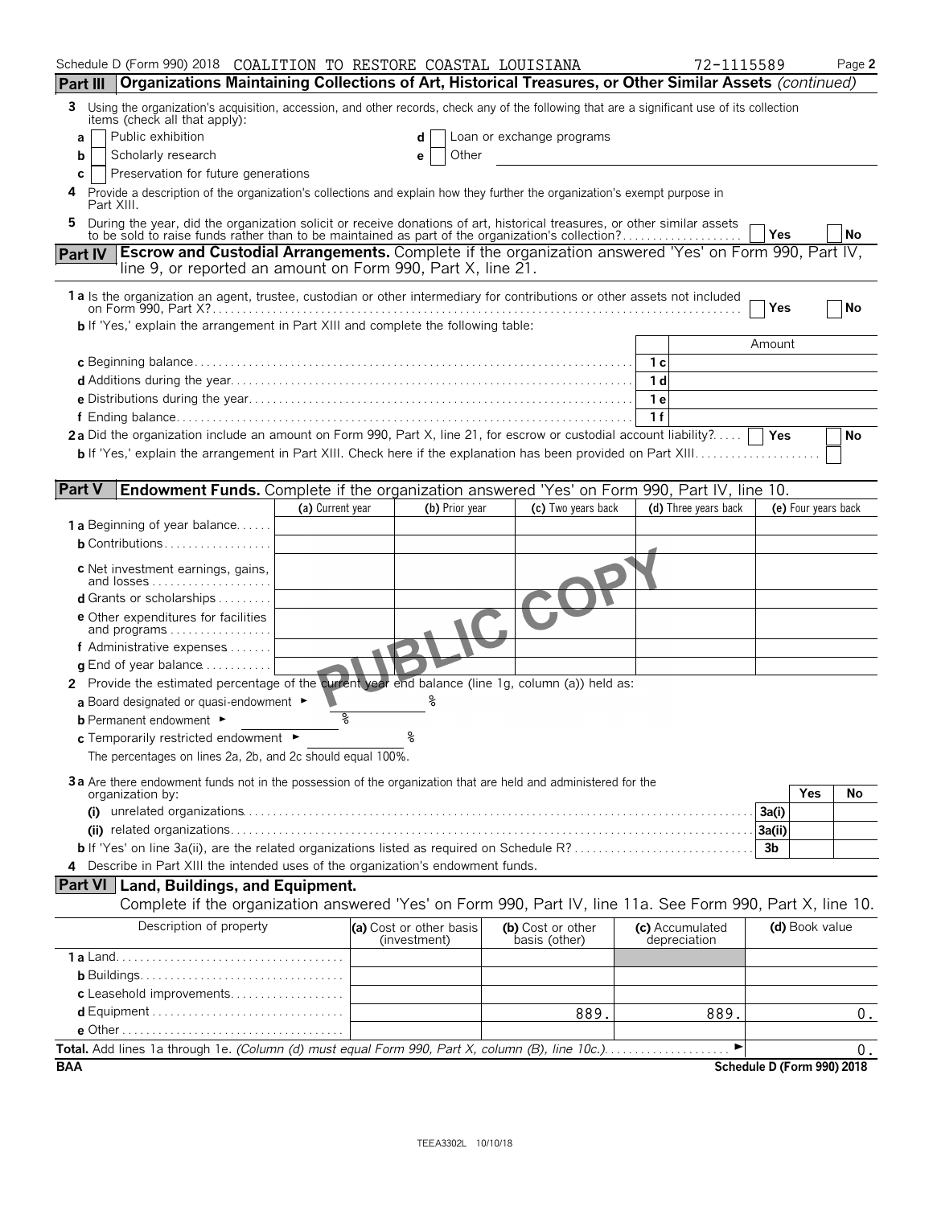Schedule D (Form 990) 2018 COALITION TO RESTORE COASTAL LOUISIANA 72-1115589 Page 2

## Part III Organizations Maintaining Collections of Art, Historical Treasures, or Other Similar Assets *(continued)*

**3** Using the organization's acquisition, accession, and other records, check any of the following that are a significant use of its collection items (check all that apply):

- **a** ☐ Public exhibition
- **b** ☐ Scholarly research
- **c** ☐ Preservation for future generations
- **d** ☐ Loan or exchange programs
- **e** ☐ Other

**4** Provide a description of the organization's collections and explain how they further the organization's exempt purpose in Part XIII.

**5** During the year, did the organization solicit or receive donations of art, historical treasures, or other similar assets to be sold to raise funds rather than to be maintained as part of the organization's collection? ☐ Yes ☐ No

## Part IV Escrow and Custodial Arrangements. Complete if the organization answered 'Yes' on Form 990, Part IV, line 9, or reported an amount on Form 990, Part X, line 21.

**1a** Is the organization an agent, trustee, custodian or other intermediary for contributions or other assets not included on Form 990, Part X? ☐ Yes ☐ No

**b** If 'Yes,' explain the arrangement in Part XIII and complete the following table:

| | | Amount |
|---|---|---|
| **c** Beginning balance | 1c | |
| **d** Additions during the year | 1d | |
| **e** Distributions during the year | 1e | |
| **f** Ending balance | 1f | |

**2a** Did the organization include an amount on Form 990, Part X, line 21, for escrow or custodial account liability? ☐ Yes ☐ No

**b** If 'Yes,' explain the arrangement in Part XIII. Check here if the explanation has been provided on Part XIII ☐

## Part V Endowment Funds. Complete if the organization answered 'Yes' on Form 990, Part IV, line 10.

| | (a) Current year | (b) Prior year | (c) Two years back | (d) Three years back | (e) Four years back |
|---|---|---|---|---|---|
| **1a** Beginning of year balance | | | | | |
| **b** Contributions | | | | | |
| **c** Net investment earnings, gains, and losses | | | | | |
| **d** Grants or scholarships | | | | | |
| **e** Other expenditures for facilities and programs | | | | | |
| **f** Administrative expenses | | | | | |
| **g** End of year balance | | | | | |

**2** Provide the estimated percentage of the current year end balance (line 1g, column (a)) held as:

**a** Board designated or quasi-endowment ► %

**b** Permanent endowment ► %

**c** Temporarily restricted endowment ► %

The percentages on lines 2a, 2b, and 2c should equal 100%.

**3a** Are there endowment funds not in the possession of the organization that are held and administered for the organization by:

| | | Yes | No |
|---|---|---|---|
| **(i)** unrelated organizations | 3a(i) | | |
| **(ii)** related organizations | 3a(ii) | | |
| **b** If 'Yes' on line 3a(ii), are the related organizations listed as required on Schedule R? | 3b | | |

**4** Describe in Part XIII the intended uses of the organization's endowment funds.

## Part VI Land, Buildings, and Equipment.

Complete if the organization answered 'Yes' on Form 990, Part IV, line 11a. See Form 990, Part X, line 10.

| Description of property | (a) Cost or other basis (investment) | (b) Cost or other basis (other) | (c) Accumulated depreciation | (d) Book value |
|---|---|---|---|---|
| **1a** Land | | | | |
| **b** Buildings | | | | |
| **c** Leasehold improvements | | | | |
| **d** Equipment | | 889. | 889. | 0. |
| **e** Other | | | | |

**Total.** Add lines 1a through 1e. *(Column (d) must equal Form 990, Part X, column (B), line 10c.)* ► 0.

BAA Schedule D (Form 990) 2018

TEEA3302L 10/10/18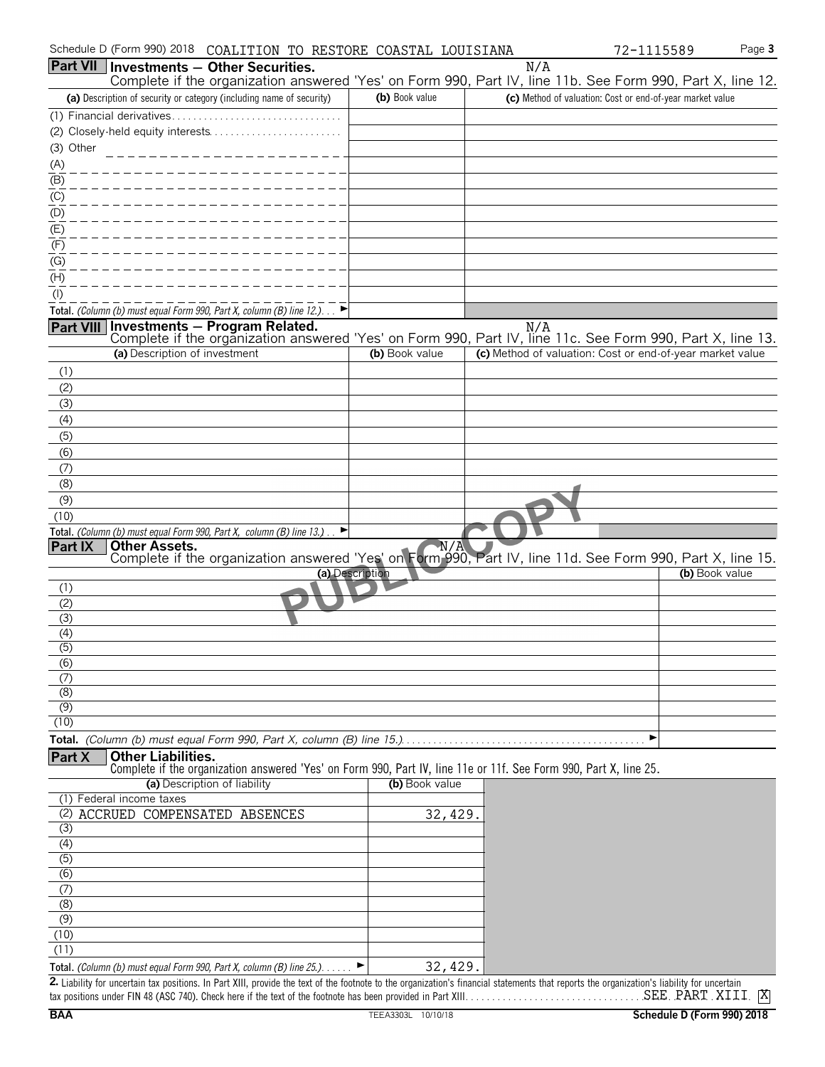Schedule D (Form 990) 2018 COALITION TO RESTORE COASTAL LOUISIANA 72-1115589 Page 3

## Part VII Investments — Other Securities.

N/A

Complete if the organization answered 'Yes' on Form 990, Part IV, line 11b. See Form 990, Part X, line 12.

| (a) Description of security or category (including name of security) | (b) Book value | (c) Method of valuation: Cost or end-of-year market value |
|---|---|---|
| (1) Financial derivatives | | |
| (2) Closely-held equity interests | | |
| (3) Other | | |
| (A) | | |
| (B) | | |
| (C) | | |
| (D) | | |
| (E) | | |
| (F) | | |
| (G) | | |
| (H) | | |
| (I) | | |
| **Total.** *(Column (b) must equal Form 990, Part X, column (B) line 12.)* ► | | |

## Part VIII Investments — Program Related.

N/A

Complete if the organization answered 'Yes' on Form 990, Part IV, line 11c. See Form 990, Part X, line 13.

| (a) Description of investment | (b) Book value | (c) Method of valuation: Cost or end-of-year market value |
|---|---|---|
| (1) | | |
| (2) | | |
| (3) | | |
| (4) | | |
| (5) | | |
| (6) | | |
| (7) | | |
| (8) | | |
| (9) | | |
| (10) | | |
| **Total.** *(Column (b) must equal Form 990, Part X, column (B) line 13.)* ► | | |

## Part IX Other Assets.

N/A

Complete if the organization answered 'Yes' on Form 990, Part IV, line 11d. See Form 990, Part X, line 15.

| (a) Description | (b) Book value |
|---|---|
| (1) | |
| (2) | |
| (3) | |
| (4) | |
| (5) | |
| (6) | |
| (7) | |
| (8) | |
| (9) | |
| (10) | |
| **Total.** *(Column (b) must equal Form 990, Part X, column (B) line 15.)* ► | |

## Part X Other Liabilities.

Complete if the organization answered 'Yes' on Form 990, Part IV, line 11e or 11f. See Form 990, Part X, line 25.

| (a) Description of liability | (b) Book value |
|---|---|
| (1) Federal income taxes | |
| (2) ACCRUED COMPENSATED ABSENCES | 32,429. |
| (3) | |
| (4) | |
| (5) | |
| (6) | |
| (7) | |
| (8) | |
| (9) | |
| (10) | |
| (11) | |
| **Total.** *(Column (b) must equal Form 990, Part X, column (B) line 25.)* ► | 32,429. |

**2.** Liability for uncertain tax positions. In Part XIII, provide the text of the footnote to the organization's financial statements that reports the organization's liability for uncertain tax positions under FIN 48 (ASC 740). Check here if the text of the footnote has been provided in Part XIII. SEE PART XIII [X]

BAA TEEA3303L 10/10/18 Schedule D (Form 990) 2018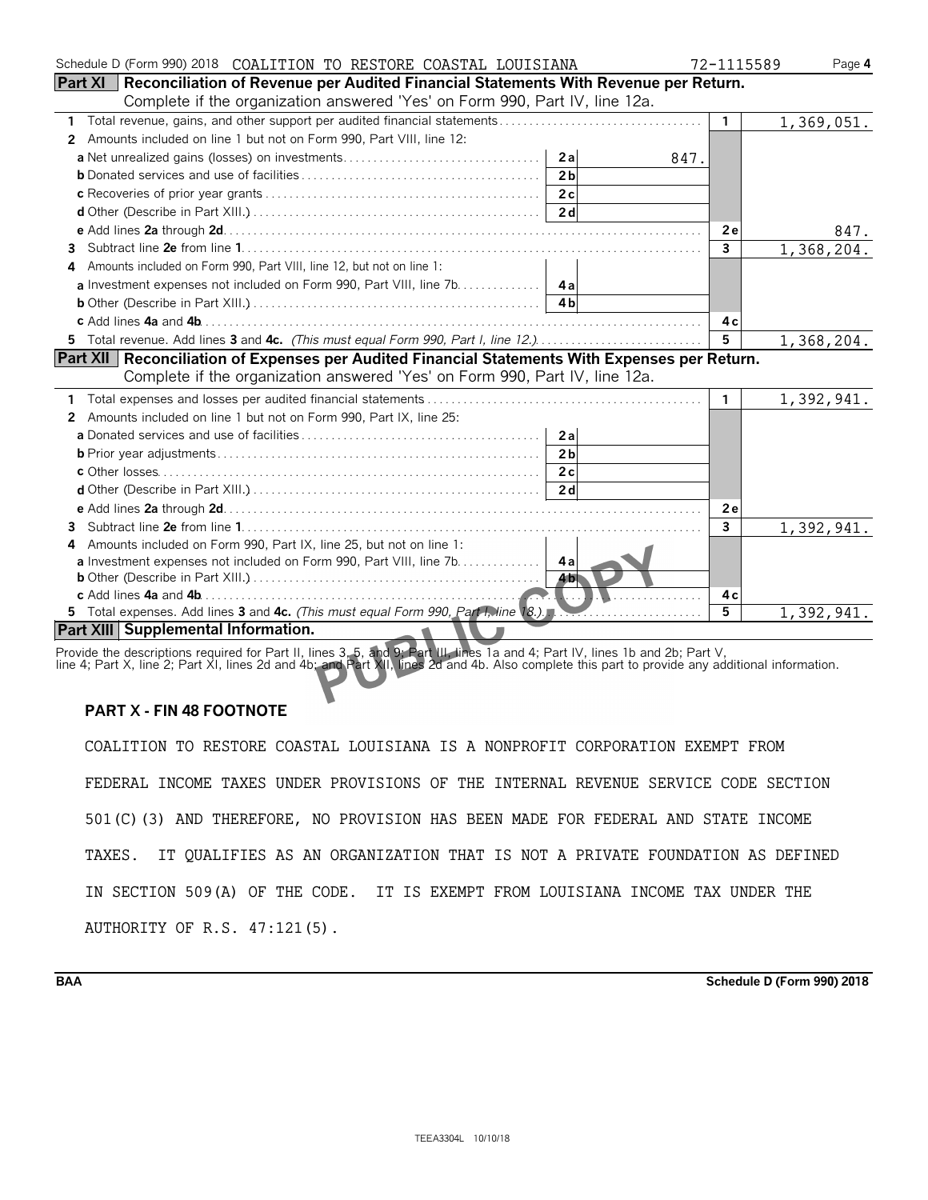Schedule D (Form 990) 2018 COALITION TO RESTORE COASTAL LOUISIANA 72-1115589 Page **4**

**Part XI** **Reconciliation of Revenue per Audited Financial Statements With Revenue per Return.** Complete if the organization answered 'Yes' on Form 990, Part IV, line 12a.

| | | | | |
|---|---|---|---|---|
| **1** Total revenue, gains, and other support per audited financial statements | | | 1 | 1,369,051. |
| **2** Amounts included on line 1 but not on Form 990, Part VIII, line 12: | | | | |
| **a** Net unrealized gains (losses) on investments | 2a | 847. | | |
| **b** Donated services and use of facilities | 2b | | | |
| **c** Recoveries of prior year grants | 2c | | | |
| **d** Other (Describe in Part XIII.) | 2d | | | |
| **e** Add lines **2a** through **2d** | | | 2e | 847. |
| **3** Subtract line **2e** from line **1** | | | 3 | 1,368,204. |
| **4** Amounts included on Form 990, Part VIII, line 12, but not on line 1: | | | | |
| **a** Investment expenses not included on Form 990, Part VIII, line 7b | 4a | | | |
| **b** Other (Describe in Part XIII.) | 4b | | | |
| **c** Add lines **4a** and **4b** | | | 4c | |
| **5** Total revenue. Add lines **3** and **4c.** *(This must equal Form 990, Part I, line 12.)* | | | 5 | 1,368,204. |

**Part XII** **Reconciliation of Expenses per Audited Financial Statements With Expenses per Return.** Complete if the organization answered 'Yes' on Form 990, Part IV, line 12a.

| | | | | |
|---|---|---|---|---|
| **1** Total expenses and losses per audited financial statements | | | 1 | 1,392,941. |
| **2** Amounts included on line 1 but not on Form 990, Part IX, line 25: | | | | |
| **a** Donated services and use of facilities | 2a | | | |
| **b** Prior year adjustments | 2b | | | |
| **c** Other losses | 2c | | | |
| **d** Other (Describe in Part XIII.) | 2d | | | |
| **e** Add lines **2a** through **2d** | | | 2e | |
| **3** Subtract line **2e** from line **1** | | | 3 | 1,392,941. |
| **4** Amounts included on Form 990, Part IX, line 25, but not on line 1: | | | | |
| **a** Investment expenses not included on Form 990, Part VIII, line 7b | 4a | | | |
| **b** Other (Describe in Part XIII.) | 4b | | | |
| **c** Add lines **4a** and **4b** | | | 4c | |
| **5** Total expenses. Add lines **3** and **4c.** *(This must equal Form 990, Part I, line 18.)* | | | 5 | 1,392,941. |

**Part XIII** **Supplemental Information.**

Provide the descriptions required for Part II, lines 3, 5, and 9; Part III, lines 1a and 4; Part IV, lines 1b and 2b; Part V, line 4; Part X, line 2; Part XI, lines 2d and 4b; and Part XII, lines 2d and 4b. Also complete this part to provide any additional information.

**PART X - FIN 48 FOOTNOTE**

COALITION TO RESTORE COASTAL LOUISIANA IS A NONPROFIT CORPORATION EXEMPT FROM FEDERAL INCOME TAXES UNDER PROVISIONS OF THE INTERNAL REVENUE SERVICE CODE SECTION 501(C)(3) AND THEREFORE, NO PROVISION HAS BEEN MADE FOR FEDERAL AND STATE INCOME TAXES. IT QUALIFIES AS AN ORGANIZATION THAT IS NOT A PRIVATE FOUNDATION AS DEFINED IN SECTION 509(A) OF THE CODE. IT IS EXEMPT FROM LOUISIANA INCOME TAX UNDER THE AUTHORITY OF R.S. 47:121(5).

**BAA** **Schedule D (Form 990) 2018**

TEEA3304L 10/10/18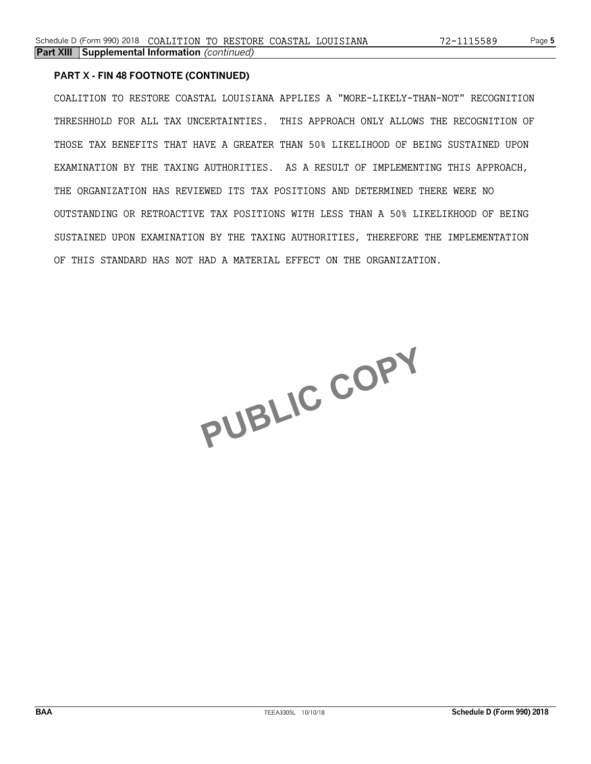**Part XIII Supplemental Information** *(continued)*

**PART X - FIN 48 FOOTNOTE (CONTINUED)**

COALITION TO RESTORE COASTAL LOUISIANA APPLIES A "MORE-LIKELY-THAN-NOT" RECOGNITION THRESHHOLD FOR ALL TAX UNCERTAINTIES. THIS APPROACH ONLY ALLOWS THE RECOGNITION OF THOSE TAX BENEFITS THAT HAVE A GREATER THAN 50% LIKELIHOOD OF BEING SUSTAINED UPON EXAMINATION BY THE TAXING AUTHORITIES. AS A RESULT OF IMPLEMENTING THIS APPROACH, THE ORGANIZATION HAS REVIEWED ITS TAX POSITIONS AND DETERMINED THERE WERE NO OUTSTANDING OR RETROACTIVE TAX POSITIONS WITH LESS THAN A 50% LIKELIKHOOD OF BEING SUSTAINED UPON EXAMINATION BY THE TAXING AUTHORITIES, THEREFORE THE IMPLEMENTATION OF THIS STANDARD HAS NOT HAD A MATERIAL EFFECT ON THE ORGANIZATION.

PUBLIC COPY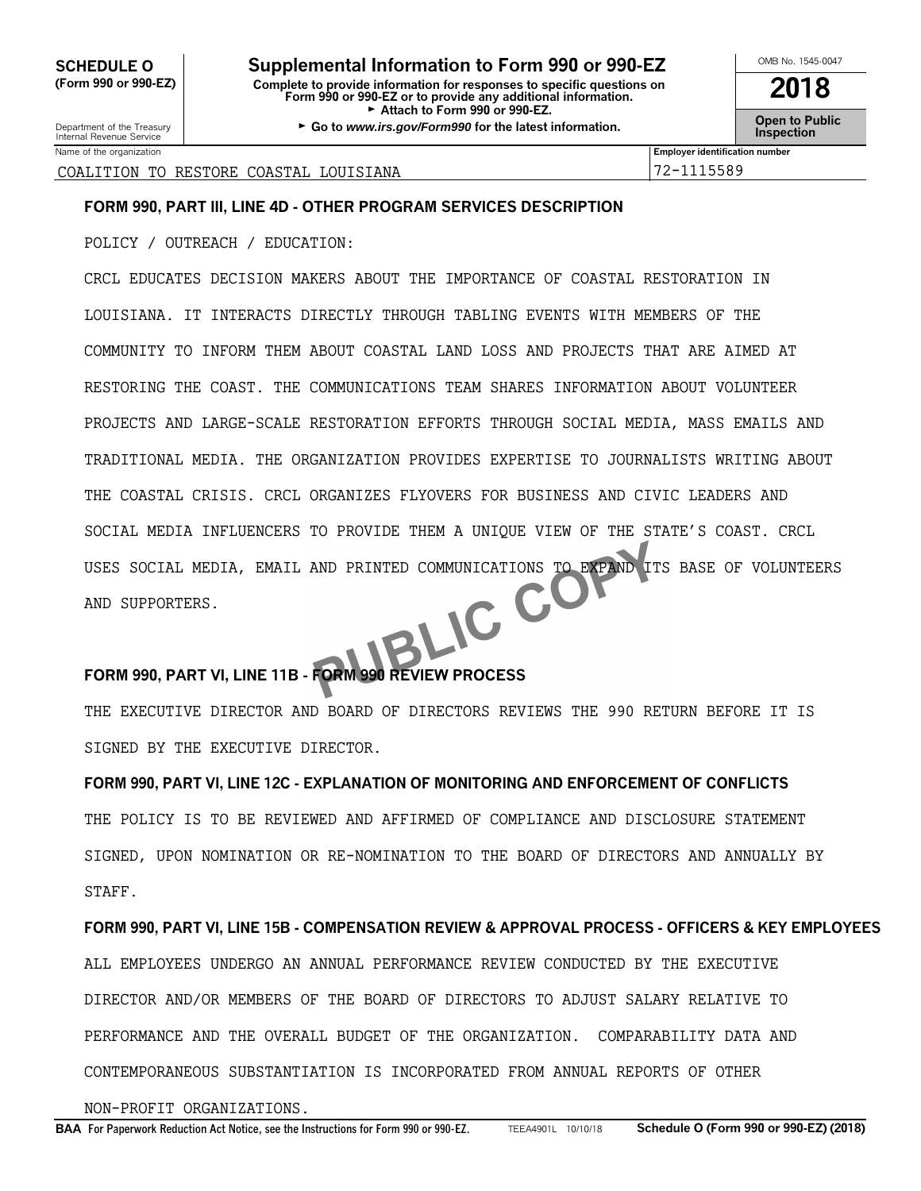**SCHEDULE O (Form 990 or 990-EZ)**

Department of the Treasury
Internal Revenue Service

# Supplemental Information to Form 990 or 990-EZ

**Complete to provide information for responses to specific questions on Form 990 or 990-EZ or to provide any additional information.**
► **Attach to Form 990 or 990-EZ.**
► **Go to *www.irs.gov/Form990* for the latest information.**

OMB No. 1545-0047

**2018**

**Open to Public Inspection**

| Name of the organization | Employer identification number |
|---|---|
| COALITION TO RESTORE COASTAL LOUISIANA | 72-1115589 |

**FORM 990, PART III, LINE 4D - OTHER PROGRAM SERVICES DESCRIPTION**

POLICY / OUTREACH / EDUCATION:

CRCL EDUCATES DECISION MAKERS ABOUT THE IMPORTANCE OF COASTAL RESTORATION IN LOUISIANA. IT INTERACTS DIRECTLY THROUGH TABLING EVENTS WITH MEMBERS OF THE COMMUNITY TO INFORM THEM ABOUT COASTAL LAND LOSS AND PROJECTS THAT ARE AIMED AT RESTORING THE COAST. THE COMMUNICATIONS TEAM SHARES INFORMATION ABOUT VOLUNTEER PROJECTS AND LARGE-SCALE RESTORATION EFFORTS THROUGH SOCIAL MEDIA, MASS EMAILS AND TRADITIONAL MEDIA. THE ORGANIZATION PROVIDES EXPERTISE TO JOURNALISTS WRITING ABOUT THE COASTAL CRISIS. CRCL ORGANIZES FLYOVERS FOR BUSINESS AND CIVIC LEADERS AND SOCIAL MEDIA INFLUENCERS TO PROVIDE THEM A UNIQUE VIEW OF THE STATE'S COAST. CRCL USES SOCIAL MEDIA, EMAIL AND PRINTED COMMUNICATIONS TO EXPAND ITS BASE OF VOLUNTEERS AND SUPPORTERS.

PUBLIC COPY

**FORM 990, PART VI, LINE 11B - FORM 990 REVIEW PROCESS**

THE EXECUTIVE DIRECTOR AND BOARD OF DIRECTORS REVIEWS THE 990 RETURN BEFORE IT IS SIGNED BY THE EXECUTIVE DIRECTOR.

**FORM 990, PART VI, LINE 12C - EXPLANATION OF MONITORING AND ENFORCEMENT OF CONFLICTS**

THE POLICY IS TO BE REVIEWED AND AFFIRMED OF COMPLIANCE AND DISCLOSURE STATEMENT SIGNED, UPON NOMINATION OR RE-NOMINATION TO THE BOARD OF DIRECTORS AND ANNUALLY BY STAFF.

**FORM 990, PART VI, LINE 15B - COMPENSATION REVIEW & APPROVAL PROCESS - OFFICERS & KEY EMPLOYEES**

ALL EMPLOYEES UNDERGO AN ANNUAL PERFORMANCE REVIEW CONDUCTED BY THE EXECUTIVE DIRECTOR AND/OR MEMBERS OF THE BOARD OF DIRECTORS TO ADJUST SALARY RELATIVE TO PERFORMANCE AND THE OVERALL BUDGET OF THE ORGANIZATION. COMPARABILITY DATA AND CONTEMPORANEOUS SUBSTANTIATION IS INCORPORATED FROM ANNUAL REPORTS OF OTHER NON-PROFIT ORGANIZATIONS.

**BAA** For Paperwork Reduction Act Notice, see the Instructions for Form 990 or 990-EZ. TEEA4901L 10/10/18 **Schedule O (Form 990 or 990-EZ) (2018)**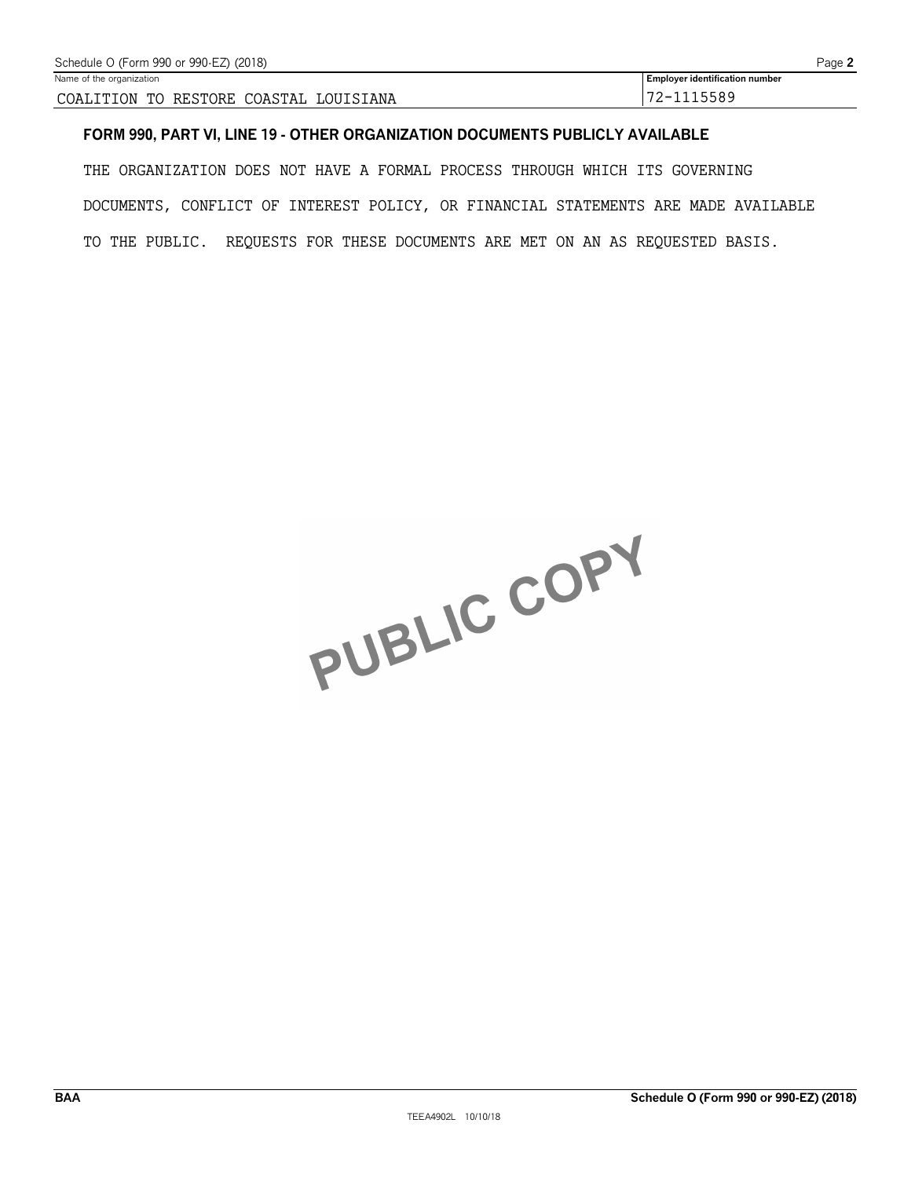Name of the organization: COALITION TO RESTORE COASTAL LOUISIANA

Employer identification number: 72-1115589

## FORM 990, PART VI, LINE 19 - OTHER ORGANIZATION DOCUMENTS PUBLICLY AVAILABLE

THE ORGANIZATION DOES NOT HAVE A FORMAL PROCESS THROUGH WHICH ITS GOVERNING DOCUMENTS, CONFLICT OF INTEREST POLICY, OR FINANCIAL STATEMENTS ARE MADE AVAILABLE TO THE PUBLIC. REQUESTS FOR THESE DOCUMENTS ARE MET ON AN AS REQUESTED BASIS.

PUBLIC COPY